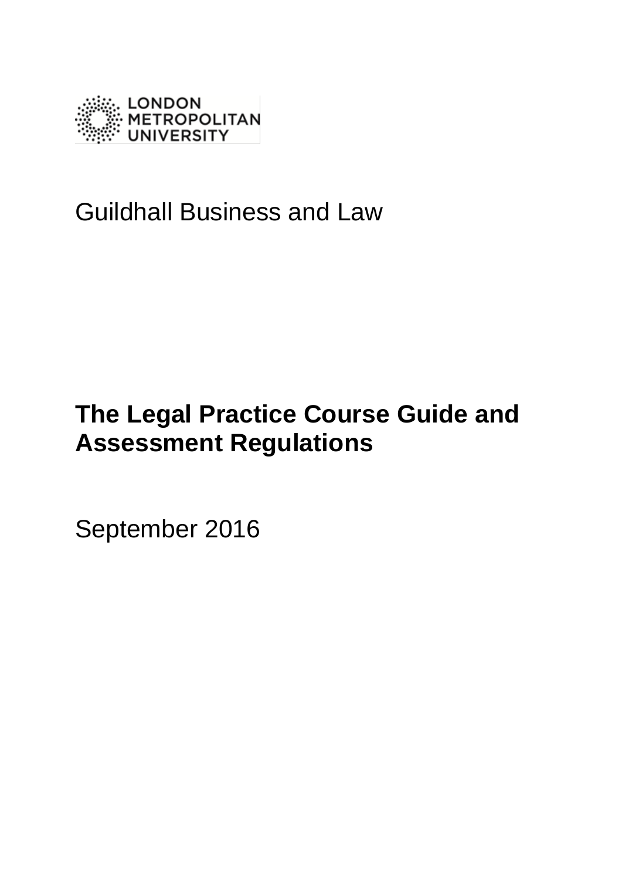LONDON METROPOLITAN UNIVERSITY

Guildhall Business and Law

# The Legal Practice Course Guide and Assessment Regulations

September 2016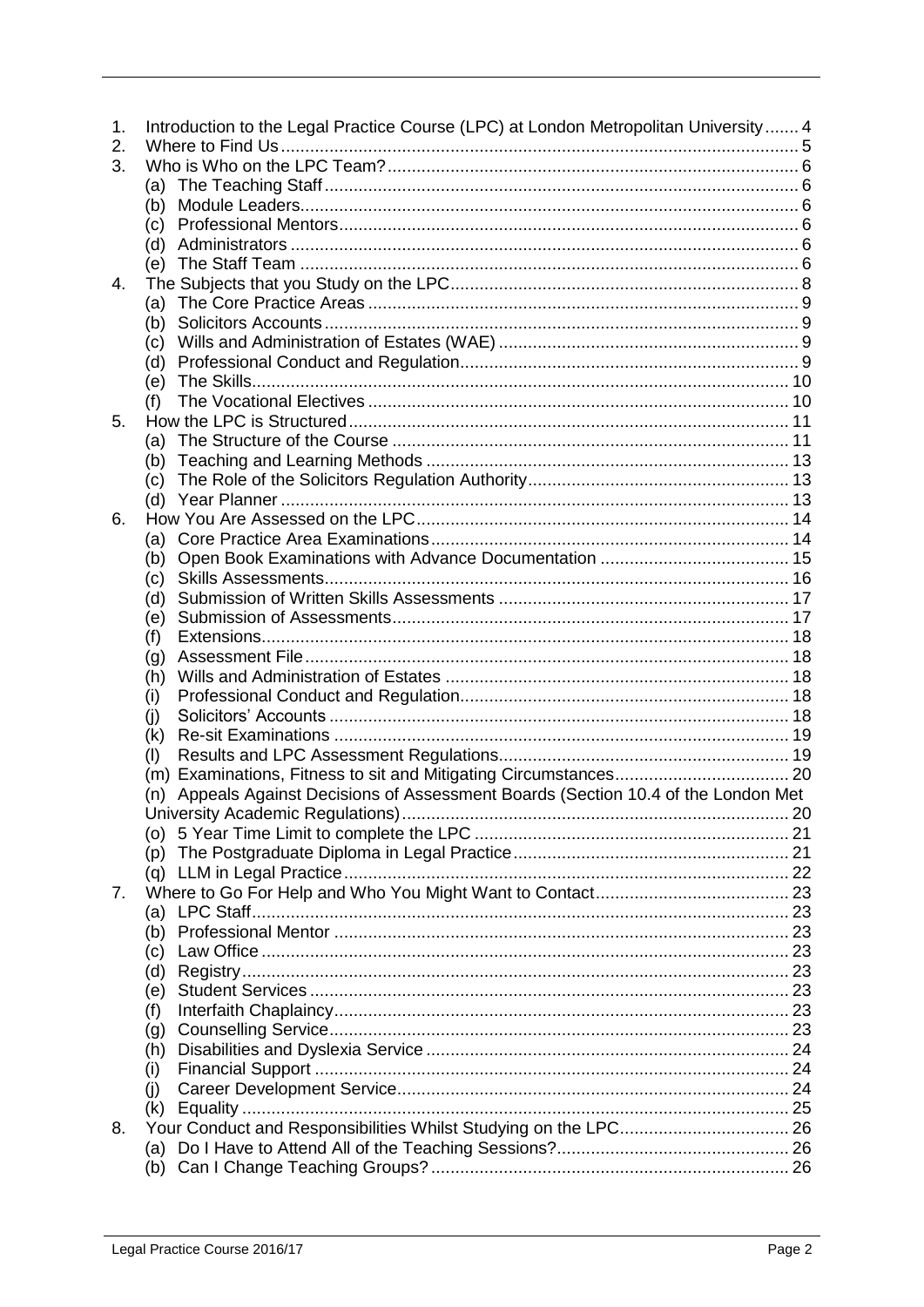1. Introduction to the Legal Practice Course (LPC) at London Metropolitan University ....... 4
2. Where to Find Us ........ 5
3. Who is Who on the LPC Team? ........ 6
   - (a) The Teaching Staff ........ 6
   - (b) Module Leaders ........ 6
   - (c) Professional Mentors ........ 6
   - (d) Administrators ........ 6
   - (e) The Staff Team ........ 6
4. The Subjects that you Study on the LPC ........ 8
   - (a) The Core Practice Areas ........ 9
   - (b) Solicitors Accounts ........ 9
   - (c) Wills and Administration of Estates (WAE) ........ 9
   - (d) Professional Conduct and Regulation ........ 9
   - (e) The Skills ........ 10
   - (f) The Vocational Electives ........ 10
5. How the LPC is Structured ........ 11
   - (a) The Structure of the Course ........ 11
   - (b) Teaching and Learning Methods ........ 13
   - (c) The Role of the Solicitors Regulation Authority ........ 13
   - (d) Year Planner ........ 13
6. How You Are Assessed on the LPC ........ 14
   - (a) Core Practice Area Examinations ........ 14
   - (b) Open Book Examinations with Advance Documentation ........ 15
   - (c) Skills Assessments ........ 16
   - (d) Submission of Written Skills Assessments ........ 17
   - (e) Submission of Assessments ........ 17
   - (f) Extensions ........ 18
   - (g) Assessment File ........ 18
   - (h) Wills and Administration of Estates ........ 18
   - (i) Professional Conduct and Regulation ........ 18
   - (j) Solicitors' Accounts ........ 18
   - (k) Re-sit Examinations ........ 19
   - (l) Results and LPC Assessment Regulations ........ 19
   - (m) Examinations, Fitness to sit and Mitigating Circumstances ........ 20
   - (n) Appeals Against Decisions of Assessment Boards (Section 10.4 of the London Met University Academic Regulations) ........ 20
   - (o) 5 Year Time Limit to complete the LPC ........ 21
   - (p) The Postgraduate Diploma in Legal Practice ........ 21
   - (q) LLM in Legal Practice ........ 22
7. Where to Go For Help and Who You Might Want to Contact ........ 23
   - (a) LPC Staff ........ 23
   - (b) Professional Mentor ........ 23
   - (c) Law Office ........ 23
   - (d) Registry ........ 23
   - (e) Student Services ........ 23
   - (f) Interfaith Chaplaincy ........ 23
   - (g) Counselling Service ........ 23
   - (h) Disabilities and Dyslexia Service ........ 24
   - (i) Financial Support ........ 24
   - (j) Career Development Service ........ 24
   - (k) Equality ........ 25
8. Your Conduct and Responsibilities Whilst Studying on the LPC ........ 26
   - (a) Do I Have to Attend All of the Teaching Sessions? ........ 26
   - (b) Can I Change Teaching Groups? ........ 26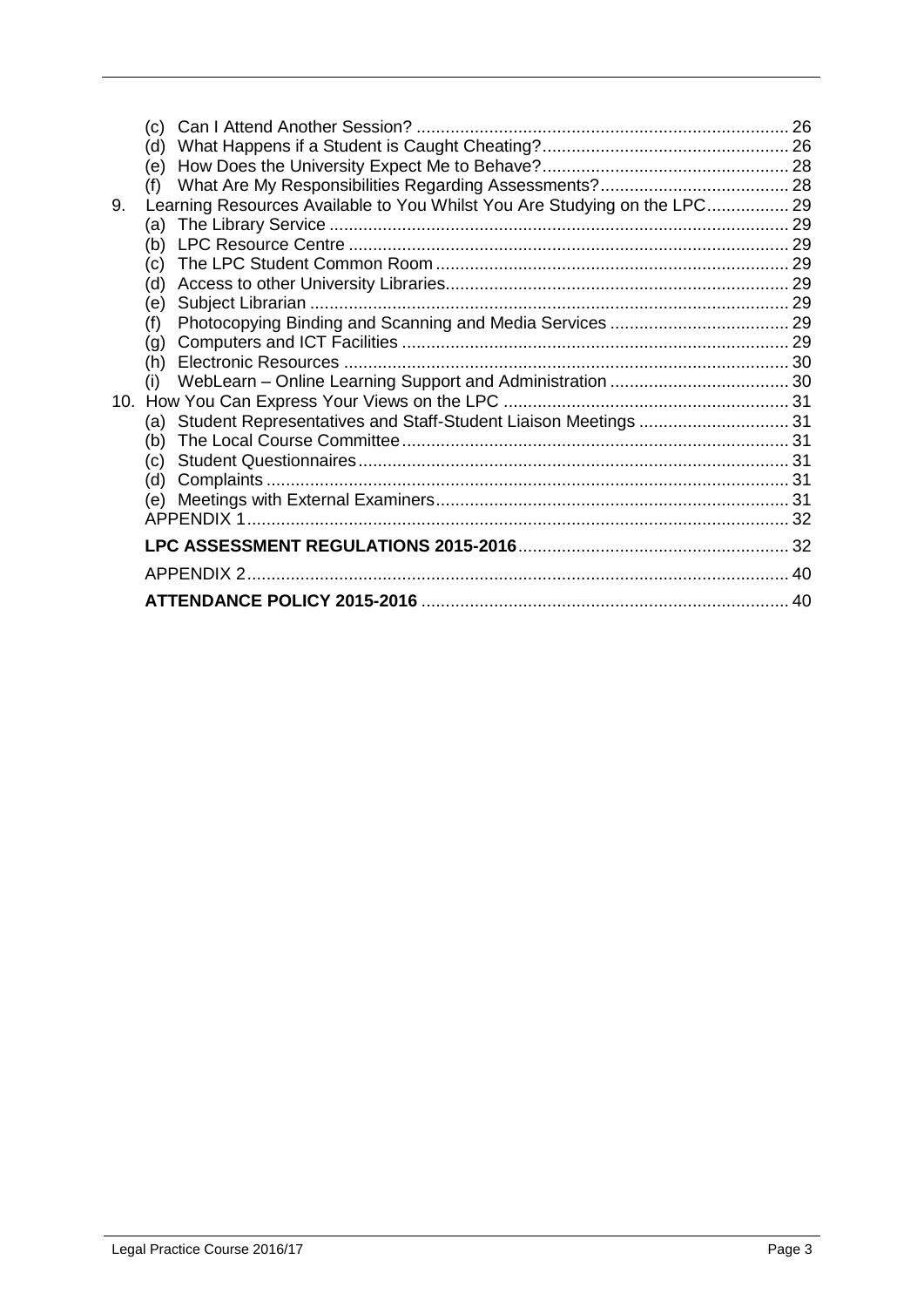(c) Can I Attend Another Session? ............................................................................ 26
(d) What Happens if a Student is Caught Cheating?.................................................. 26
(e) How Does the University Expect Me to Behave?.................................................. 28
(f) What Are My Responsibilities Regarding Assessments?....................................... 28

9. Learning Resources Available to You Whilst You Are Studying on the LPC................ 29
(a) The Library Service ............................................................................................. 29
(b) LPC Resource Centre .......................................................................................... 29
(c) The LPC Student Common Room ........................................................................ 29
(d) Access to other University Libraries...................................................................... 29
(e) Subject Librarian .................................................................................................. 29
(f) Photocopying Binding and Scanning and Media Services ...................................... 29
(g) Computers and ICT Facilities ............................................................................... 29
(h) Electronic Resources ........................................................................................... 30
(i) WebLearn – Online Learning Support and Administration ..................................... 30

10. How You Can Express Your Views on the LPC .......................................................... 31
(a) Student Representatives and Staff-Student Liaison Meetings ............................... 31
(b) The Local Course Committee ............................................................................... 31
(c) Student Questionnaires........................................................................................ 31
(d) Complaints ........................................................................................................... 31
(e) Meetings with External Examiners........................................................................ 31

APPENDIX 1.................................................................................................................. 32

**LPC ASSESSMENT REGULATIONS 2015-2016**........................................................ 32

APPENDIX 2.................................................................................................................. 40

**ATTENDANCE POLICY 2015-2016** ............................................................................ 40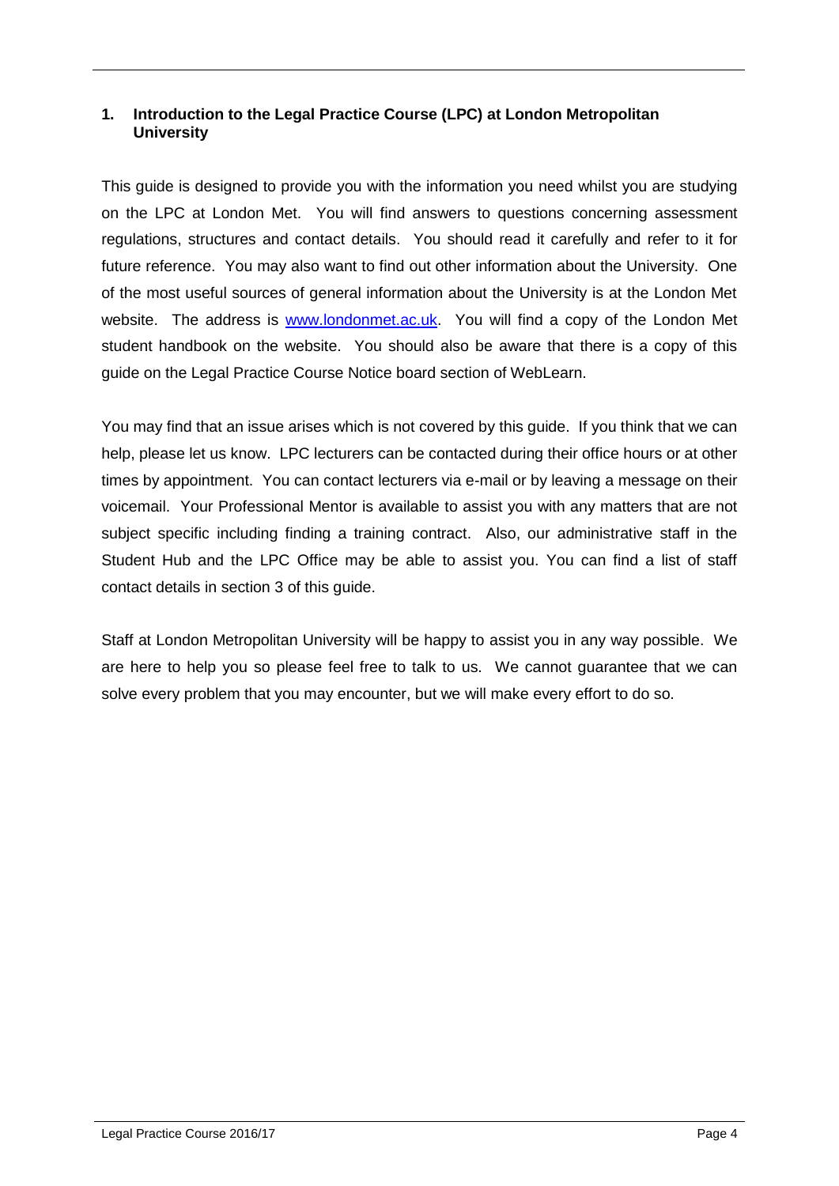## 1. Introduction to the Legal Practice Course (LPC) at London Metropolitan University

This guide is designed to provide you with the information you need whilst you are studying on the LPC at London Met. You will find answers to questions concerning assessment regulations, structures and contact details. You should read it carefully and refer to it for future reference. You may also want to find out other information about the University. One of the most useful sources of general information about the University is at the London Met website. The address is [www.londonmet.ac.uk](http://www.londonmet.ac.uk). You will find a copy of the London Met student handbook on the website. You should also be aware that there is a copy of this guide on the Legal Practice Course Notice board section of WebLearn.

You may find that an issue arises which is not covered by this guide. If you think that we can help, please let us know. LPC lecturers can be contacted during their office hours or at other times by appointment. You can contact lecturers via e-mail or by leaving a message on their voicemail. Your Professional Mentor is available to assist you with any matters that are not subject specific including finding a training contract. Also, our administrative staff in the Student Hub and the LPC Office may be able to assist you. You can find a list of staff contact details in section 3 of this guide.

Staff at London Metropolitan University will be happy to assist you in any way possible. We are here to help you so please feel free to talk to us. We cannot guarantee that we can solve every problem that you may encounter, but we will make every effort to do so.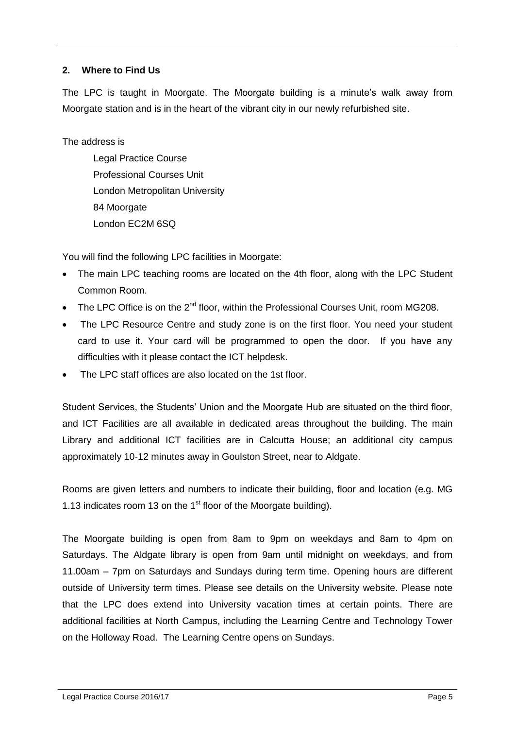## 2. Where to Find Us

The LPC is taught in Moorgate. The Moorgate building is a minute's walk away from Moorgate station and is in the heart of the vibrant city in our newly refurbished site.

The address is

Legal Practice Course
Professional Courses Unit
London Metropolitan University
84 Moorgate
London EC2M 6SQ

You will find the following LPC facilities in Moorgate:

- The main LPC teaching rooms are located on the 4th floor, along with the LPC Student Common Room.
- The LPC Office is on the 2nd floor, within the Professional Courses Unit, room MG208.
- The LPC Resource Centre and study zone is on the first floor. You need your student card to use it. Your card will be programmed to open the door. If you have any difficulties with it please contact the ICT helpdesk.
- The LPC staff offices are also located on the 1st floor.

Student Services, the Students' Union and the Moorgate Hub are situated on the third floor, and ICT Facilities are all available in dedicated areas throughout the building. The main Library and additional ICT facilities are in Calcutta House; an additional city campus approximately 10-12 minutes away in Goulston Street, near to Aldgate.

Rooms are given letters and numbers to indicate their building, floor and location (e.g. MG 1.13 indicates room 13 on the 1st floor of the Moorgate building).

The Moorgate building is open from 8am to 9pm on weekdays and 8am to 4pm on Saturdays. The Aldgate library is open from 9am until midnight on weekdays, and from 11.00am – 7pm on Saturdays and Sundays during term time. Opening hours are different outside of University term times. Please see details on the University website. Please note that the LPC does extend into University vacation times at certain points. There are additional facilities at North Campus, including the Learning Centre and Technology Tower on the Holloway Road. The Learning Centre opens on Sundays.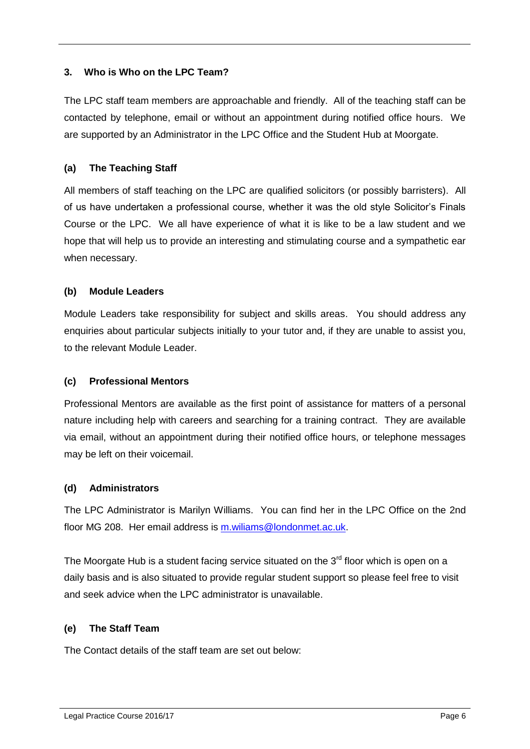### 3. Who is Who on the LPC Team?

The LPC staff team members are approachable and friendly. All of the teaching staff can be contacted by telephone, email or without an appointment during notified office hours. We are supported by an Administrator in the LPC Office and the Student Hub at Moorgate.

#### (a) The Teaching Staff

All members of staff teaching on the LPC are qualified solicitors (or possibly barristers). All of us have undertaken a professional course, whether it was the old style Solicitor's Finals Course or the LPC. We all have experience of what it is like to be a law student and we hope that will help us to provide an interesting and stimulating course and a sympathetic ear when necessary.

#### (b) Module Leaders

Module Leaders take responsibility for subject and skills areas. You should address any enquiries about particular subjects initially to your tutor and, if they are unable to assist you, to the relevant Module Leader.

#### (c) Professional Mentors

Professional Mentors are available as the first point of assistance for matters of a personal nature including help with careers and searching for a training contract. They are available via email, without an appointment during their notified office hours, or telephone messages may be left on their voicemail.

#### (d) Administrators

The LPC Administrator is Marilyn Williams. You can find her in the LPC Office on the 2nd floor MG 208. Her email address is m.wiliams@londonmet.ac.uk.

The Moorgate Hub is a student facing service situated on the 3rd floor which is open on a daily basis and is also situated to provide regular student support so please feel free to visit and seek advice when the LPC administrator is unavailable.

#### (e) The Staff Team

The Contact details of the staff team are set out below: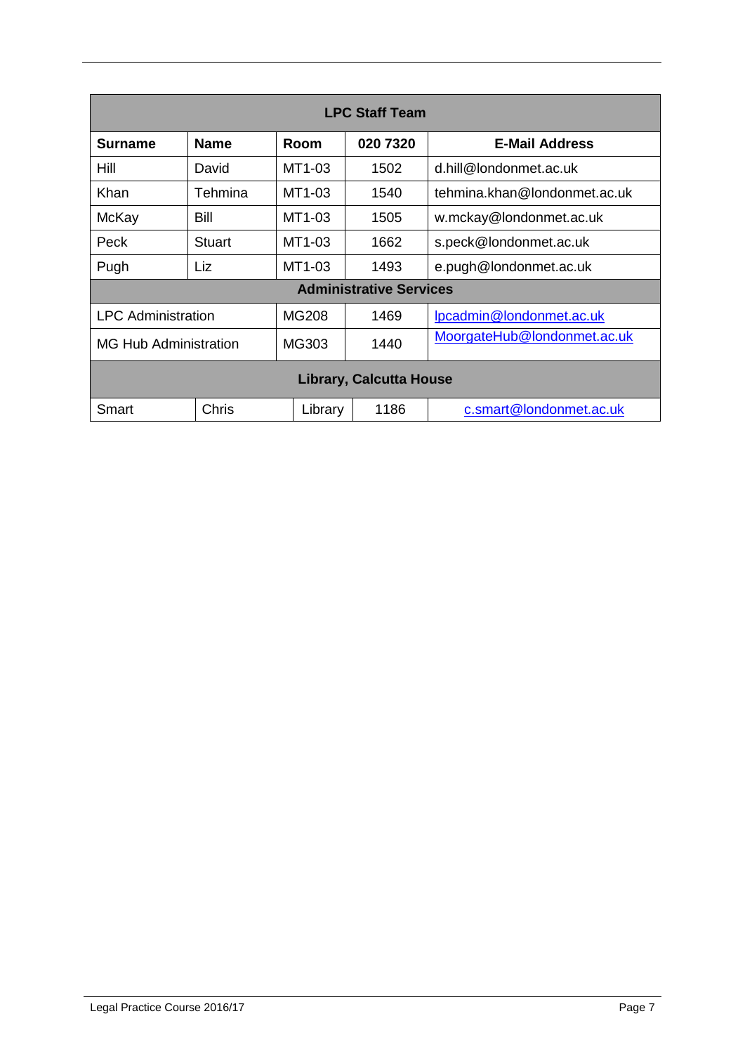| LPC Staff Team | | | | |
|---|---|---|---|---|
| **Surname** | **Name** | **Room** | **020 7320** | **E-Mail Address** |
| Hill | David | MT1-03 | 1502 | d.hill@londonmet.ac.uk |
| Khan | Tehmina | MT1-03 | 1540 | tehmina.khan@londonmet.ac.uk |
| McKay | Bill | MT1-03 | 1505 | w.mckay@londonmet.ac.uk |
| Peck | Stuart | MT1-03 | 1662 | s.peck@londonmet.ac.uk |
| Pugh | Liz | MT1-03 | 1493 | e.pugh@londonmet.ac.uk |
| **Administrative Services** | | | | |
| LPC Administration | | MG208 | 1469 | lpcadmin@londonmet.ac.uk |
| MG Hub Administration | | MG303 | 1440 | MoorgateHub@londonmet.ac.uk |
| **Library, Calcutta House** | | | | |
| Smart | Chris | Library | 1186 | c.smart@londonmet.ac.uk |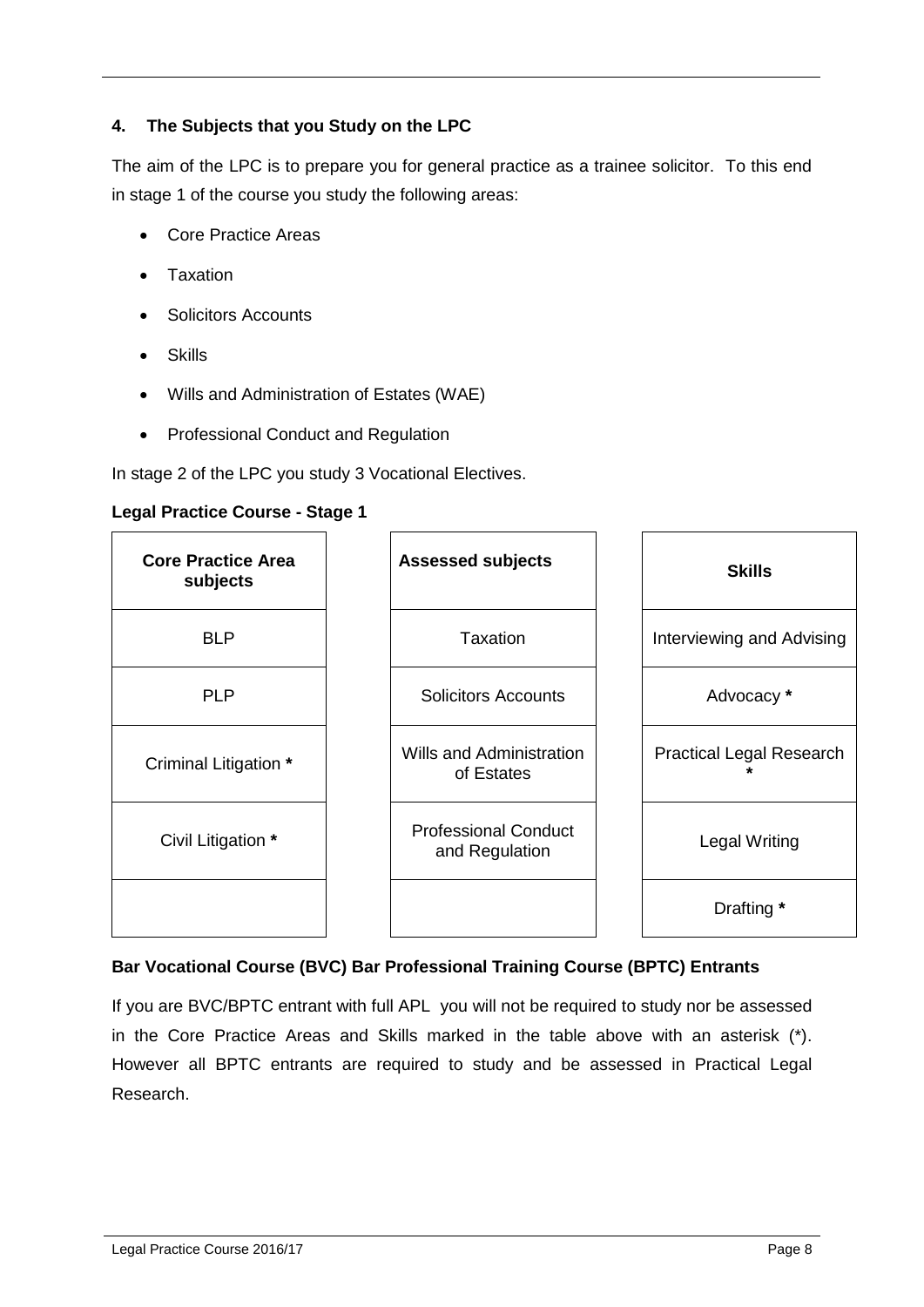## 4. The Subjects that you Study on the LPC

The aim of the LPC is to prepare you for general practice as a trainee solicitor. To this end in stage 1 of the course you study the following areas:

- Core Practice Areas
- Taxation
- Solicitors Accounts
- Skills
- Wills and Administration of Estates (WAE)
- Professional Conduct and Regulation

In stage 2 of the LPC you study 3 Vocational Electives.

**Legal Practice Course - Stage 1**

| Core Practice Area subjects | Assessed subjects | Skills |
|---|---|---|
| BLP | Taxation | Interviewing and Advising |
| PLP | Solicitors Accounts | Advocacy * |
| Criminal Litigation * | Wills and Administration of Estates | Practical Legal Research * |
| Civil Litigation * | Professional Conduct and Regulation | Legal Writing |
| | | Drafting * |

**Bar Vocational Course (BVC) Bar Professional Training Course (BPTC) Entrants**

If you are BVC/BPTC entrant with full APL you will not be required to study nor be assessed in the Core Practice Areas and Skills marked in the table above with an asterisk (*). However all BPTC entrants are required to study and be assessed in Practical Legal Research.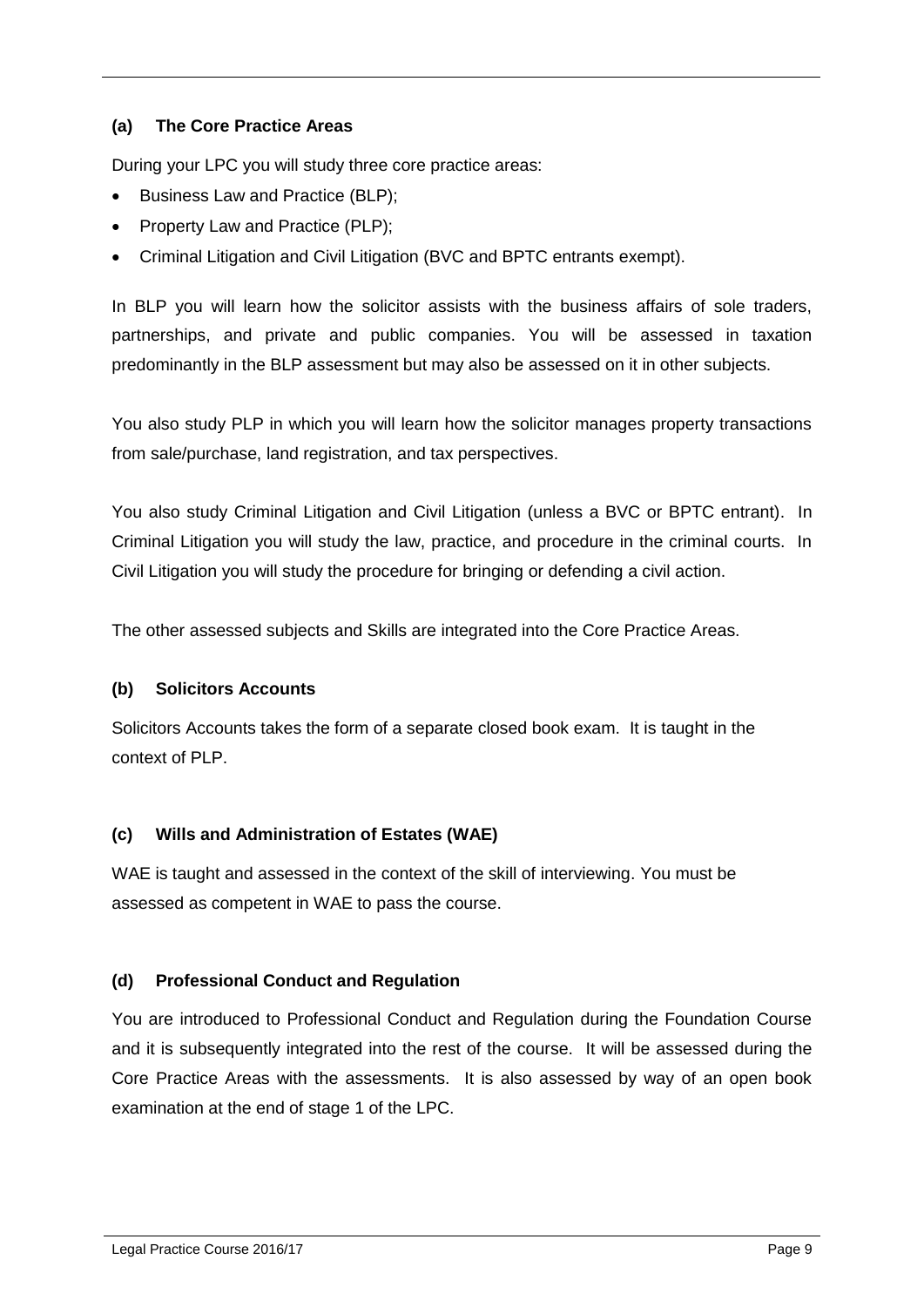### (a) The Core Practice Areas

During your LPC you will study three core practice areas:

- Business Law and Practice (BLP);
- Property Law and Practice (PLP);
- Criminal Litigation and Civil Litigation (BVC and BPTC entrants exempt).

In BLP you will learn how the solicitor assists with the business affairs of sole traders, partnerships, and private and public companies. You will be assessed in taxation predominantly in the BLP assessment but may also be assessed on it in other subjects.

You also study PLP in which you will learn how the solicitor manages property transactions from sale/purchase, land registration, and tax perspectives.

You also study Criminal Litigation and Civil Litigation (unless a BVC or BPTC entrant). In Criminal Litigation you will study the law, practice, and procedure in the criminal courts. In Civil Litigation you will study the procedure for bringing or defending a civil action.

The other assessed subjects and Skills are integrated into the Core Practice Areas.

### (b) Solicitors Accounts

Solicitors Accounts takes the form of a separate closed book exam. It is taught in the context of PLP.

### (c) Wills and Administration of Estates (WAE)

WAE is taught and assessed in the context of the skill of interviewing. You must be assessed as competent in WAE to pass the course.

### (d) Professional Conduct and Regulation

You are introduced to Professional Conduct and Regulation during the Foundation Course and it is subsequently integrated into the rest of the course. It will be assessed during the Core Practice Areas with the assessments. It is also assessed by way of an open book examination at the end of stage 1 of the LPC.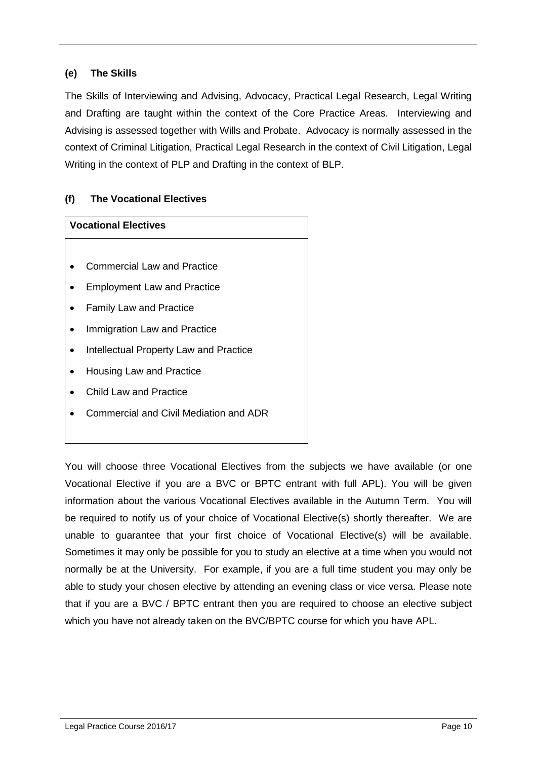### (e) The Skills

The Skills of Interviewing and Advising, Advocacy, Practical Legal Research, Legal Writing and Drafting are taught within the context of the Core Practice Areas. Interviewing and Advising is assessed together with Wills and Probate. Advocacy is normally assessed in the context of Criminal Litigation, Practical Legal Research in the context of Civil Litigation, Legal Writing in the context of PLP and Drafting in the context of BLP.

### (f) The Vocational Electives

| **Vocational Electives** |
| --- |
| • Commercial Law and Practice<br>• Employment Law and Practice<br>• Family Law and Practice<br>• Immigration Law and Practice<br>• Intellectual Property Law and Practice<br>• Housing Law and Practice<br>• Child Law and Practice<br>• Commercial and Civil Mediation and ADR |

You will choose three Vocational Electives from the subjects we have available (or one Vocational Elective if you are a BVC or BPTC entrant with full APL). You will be given information about the various Vocational Electives available in the Autumn Term. You will be required to notify us of your choice of Vocational Elective(s) shortly thereafter. We are unable to guarantee that your first choice of Vocational Elective(s) will be available. Sometimes it may only be possible for you to study an elective at a time when you would not normally be at the University. For example, if you are a full time student you may only be able to study your chosen elective by attending an evening class or vice versa. Please note that if you are a BVC / BPTC entrant then you are required to choose an elective subject which you have not already taken on the BVC/BPTC course for which you have APL.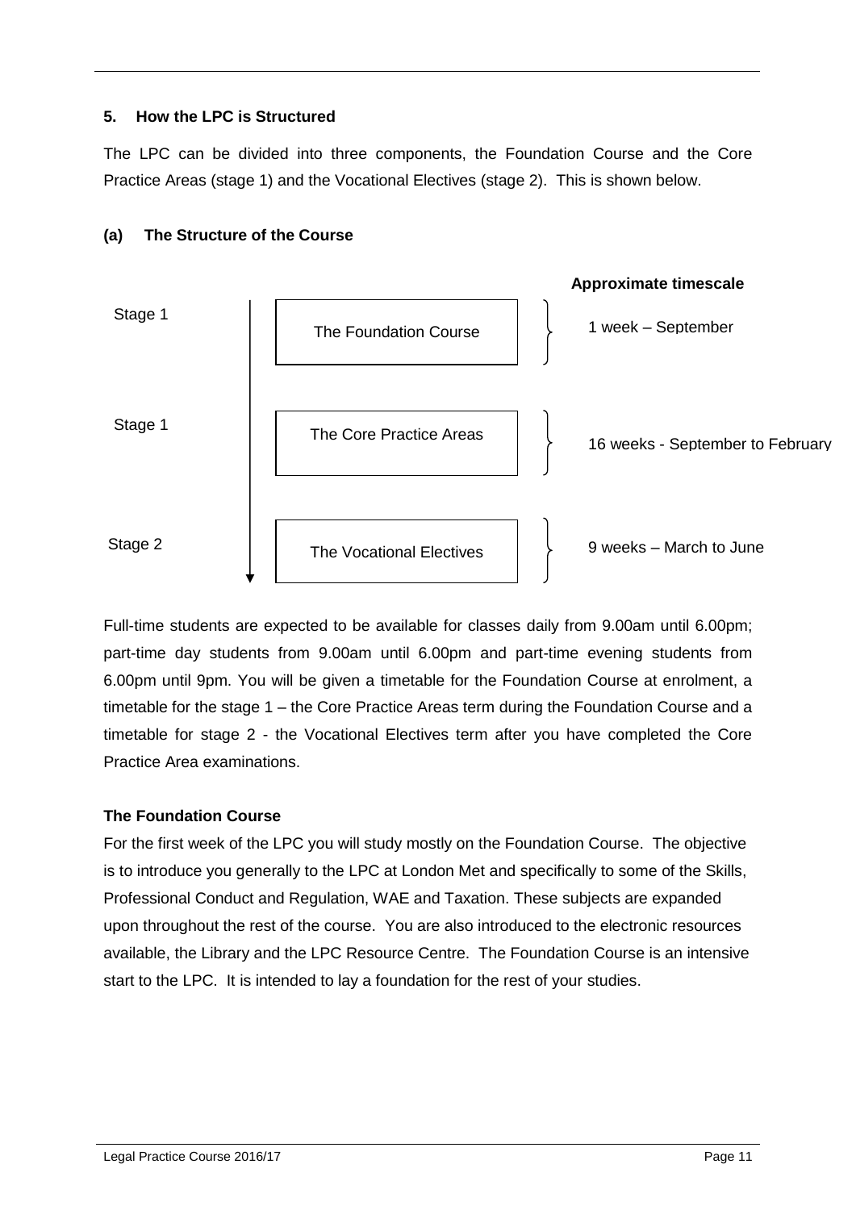## 5. How the LPC is Structured

The LPC can be divided into three components, the Foundation Course and the Core Practice Areas (stage 1) and the Vocational Electives (stage 2). This is shown below.

### (a) The Structure of the Course

| Stage | Component | Approximate timescale |
|---|---|---|
| Stage 1 | The Foundation Course | 1 week – September |
| Stage 1 | The Core Practice Areas | 16 weeks - September to February |
| Stage 2 | The Vocational Electives | 9 weeks – March to June |

Full-time students are expected to be available for classes daily from 9.00am until 6.00pm; part-time day students from 9.00am until 6.00pm and part-time evening students from 6.00pm until 9pm. You will be given a timetable for the Foundation Course at enrolment, a timetable for the stage 1 – the Core Practice Areas term during the Foundation Course and a timetable for stage 2 - the Vocational Electives term after you have completed the Core Practice Area examinations.

**The Foundation Course**

For the first week of the LPC you will study mostly on the Foundation Course. The objective is to introduce you generally to the LPC at London Met and specifically to some of the Skills, Professional Conduct and Regulation, WAE and Taxation. These subjects are expanded upon throughout the rest of the course. You are also introduced to the electronic resources available, the Library and the LPC Resource Centre. The Foundation Course is an intensive start to the LPC. It is intended to lay a foundation for the rest of your studies.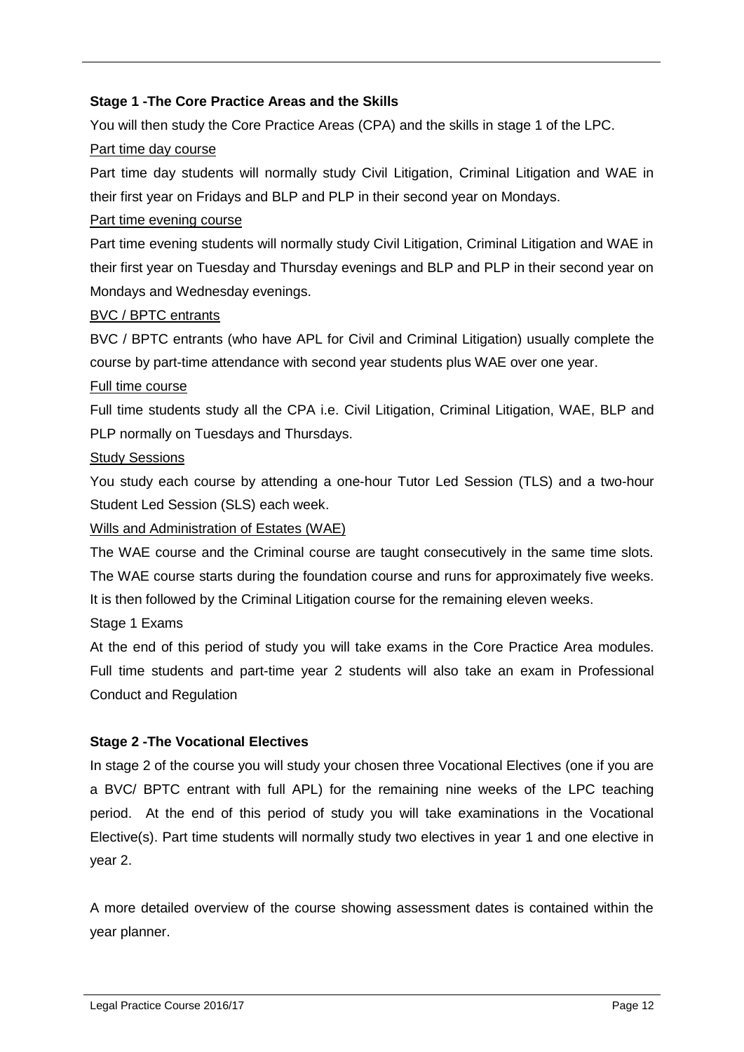**Stage 1 -The Core Practice Areas and the Skills**

You will then study the Core Practice Areas (CPA) and the skills in stage 1 of the LPC.

Part time day course

Part time day students will normally study Civil Litigation, Criminal Litigation and WAE in their first year on Fridays and BLP and PLP in their second year on Mondays.

Part time evening course

Part time evening students will normally study Civil Litigation, Criminal Litigation and WAE in their first year on Tuesday and Thursday evenings and BLP and PLP in their second year on Mondays and Wednesday evenings.

BVC / BPTC entrants

BVC / BPTC entrants (who have APL for Civil and Criminal Litigation) usually complete the course by part-time attendance with second year students plus WAE over one year.

Full time course

Full time students study all the CPA i.e. Civil Litigation, Criminal Litigation, WAE, BLP and PLP normally on Tuesdays and Thursdays.

Study Sessions

You study each course by attending a one-hour Tutor Led Session (TLS) and a two-hour Student Led Session (SLS) each week.

Wills and Administration of Estates (WAE)

The WAE course and the Criminal course are taught consecutively in the same time slots. The WAE course starts during the foundation course and runs for approximately five weeks. It is then followed by the Criminal Litigation course for the remaining eleven weeks.

Stage 1 Exams

At the end of this period of study you will take exams in the Core Practice Area modules. Full time students and part-time year 2 students will also take an exam in Professional Conduct and Regulation

**Stage 2 -The Vocational Electives**

In stage 2 of the course you will study your chosen three Vocational Electives (one if you are a BVC/ BPTC entrant with full APL) for the remaining nine weeks of the LPC teaching period. At the end of this period of study you will take examinations in the Vocational Elective(s). Part time students will normally study two electives in year 1 and one elective in year 2.

A more detailed overview of the course showing assessment dates is contained within the year planner.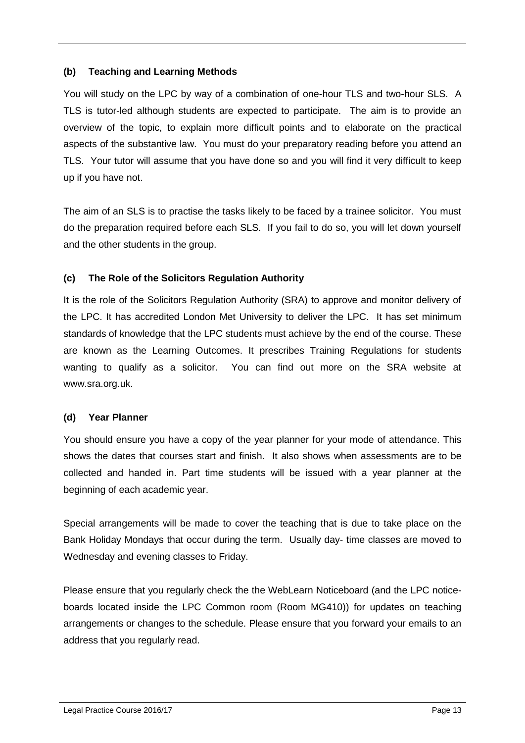### (b) Teaching and Learning Methods

You will study on the LPC by way of a combination of one-hour TLS and two-hour SLS. A TLS is tutor-led although students are expected to participate. The aim is to provide an overview of the topic, to explain more difficult points and to elaborate on the practical aspects of the substantive law. You must do your preparatory reading before you attend an TLS. Your tutor will assume that you have done so and you will find it very difficult to keep up if you have not.

The aim of an SLS is to practise the tasks likely to be faced by a trainee solicitor. You must do the preparation required before each SLS. If you fail to do so, you will let down yourself and the other students in the group.

### (c) The Role of the Solicitors Regulation Authority

It is the role of the Solicitors Regulation Authority (SRA) to approve and monitor delivery of the LPC. It has accredited London Met University to deliver the LPC. It has set minimum standards of knowledge that the LPC students must achieve by the end of the course. These are known as the Learning Outcomes. It prescribes Training Regulations for students wanting to qualify as a solicitor. You can find out more on the SRA website at www.sra.org.uk.

### (d) Year Planner

You should ensure you have a copy of the year planner for your mode of attendance. This shows the dates that courses start and finish. It also shows when assessments are to be collected and handed in. Part time students will be issued with a year planner at the beginning of each academic year.

Special arrangements will be made to cover the teaching that is due to take place on the Bank Holiday Mondays that occur during the term. Usually day- time classes are moved to Wednesday and evening classes to Friday.

Please ensure that you regularly check the the WebLearn Noticeboard (and the LPC notice-boards located inside the LPC Common room (Room MG410)) for updates on teaching arrangements or changes to the schedule. Please ensure that you forward your emails to an address that you regularly read.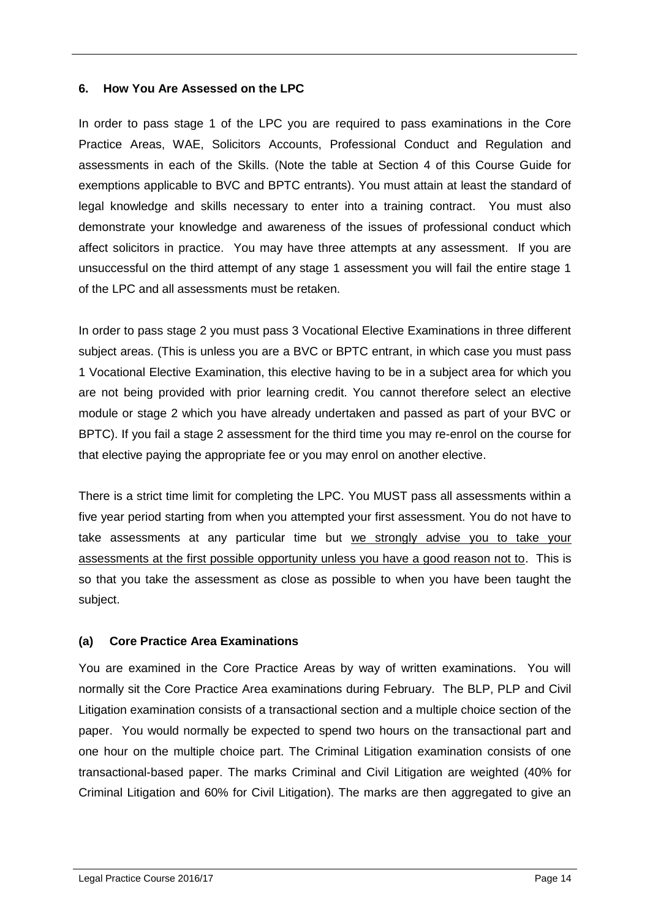## 6. How You Are Assessed on the LPC

In order to pass stage 1 of the LPC you are required to pass examinations in the Core Practice Areas, WAE, Solicitors Accounts, Professional Conduct and Regulation and assessments in each of the Skills. (Note the table at Section 4 of this Course Guide for exemptions applicable to BVC and BPTC entrants). You must attain at least the standard of legal knowledge and skills necessary to enter into a training contract. You must also demonstrate your knowledge and awareness of the issues of professional conduct which affect solicitors in practice. You may have three attempts at any assessment. If you are unsuccessful on the third attempt of any stage 1 assessment you will fail the entire stage 1 of the LPC and all assessments must be retaken.

In order to pass stage 2 you must pass 3 Vocational Elective Examinations in three different subject areas. (This is unless you are a BVC or BPTC entrant, in which case you must pass 1 Vocational Elective Examination, this elective having to be in a subject area for which you are not being provided with prior learning credit. You cannot therefore select an elective module or stage 2 which you have already undertaken and passed as part of your BVC or BPTC). If you fail a stage 2 assessment for the third time you may re-enrol on the course for that elective paying the appropriate fee or you may enrol on another elective.

There is a strict time limit for completing the LPC. You MUST pass all assessments within a five year period starting from when you attempted your first assessment. You do not have to take assessments at any particular time but <u>we strongly advise you to take your assessments at the first possible opportunity unless you have a good reason not to</u>. This is so that you take the assessment as close as possible to when you have been taught the subject.

### (a) Core Practice Area Examinations

You are examined in the Core Practice Areas by way of written examinations. You will normally sit the Core Practice Area examinations during February. The BLP, PLP and Civil Litigation examination consists of a transactional section and a multiple choice section of the paper. You would normally be expected to spend two hours on the transactional part and one hour on the multiple choice part. The Criminal Litigation examination consists of one transactional-based paper. The marks Criminal and Civil Litigation are weighted (40% for Criminal Litigation and 60% for Civil Litigation). The marks are then aggregated to give an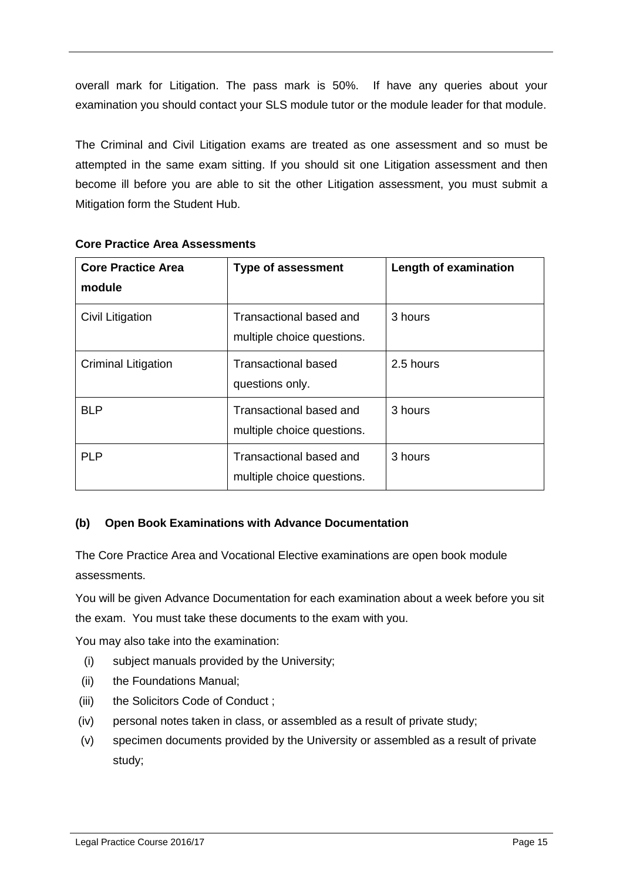overall mark for Litigation. The pass mark is 50%. If have any queries about your examination you should contact your SLS module tutor or the module leader for that module.

The Criminal and Civil Litigation exams are treated as one assessment and so must be attempted in the same exam sitting. If you should sit one Litigation assessment and then become ill before you are able to sit the other Litigation assessment, you must submit a Mitigation form the Student Hub.

**Core Practice Area Assessments**

| Core Practice Area module | Type of assessment | Length of examination |
|---|---|---|
| Civil Litigation | Transactional based and multiple choice questions. | 3 hours |
| Criminal Litigation | Transactional based questions only. | 2.5 hours |
| BLP | Transactional based and multiple choice questions. | 3 hours |
| PLP | Transactional based and multiple choice questions. | 3 hours |

### (b) Open Book Examinations with Advance Documentation

The Core Practice Area and Vocational Elective examinations are open book module assessments.

You will be given Advance Documentation for each examination about a week before you sit the exam. You must take these documents to the exam with you.

You may also take into the examination:

(i) subject manuals provided by the University;

(ii) the Foundations Manual;

(iii) the Solicitors Code of Conduct ;

(iv) personal notes taken in class, or assembled as a result of private study;

(v) specimen documents provided by the University or assembled as a result of private study;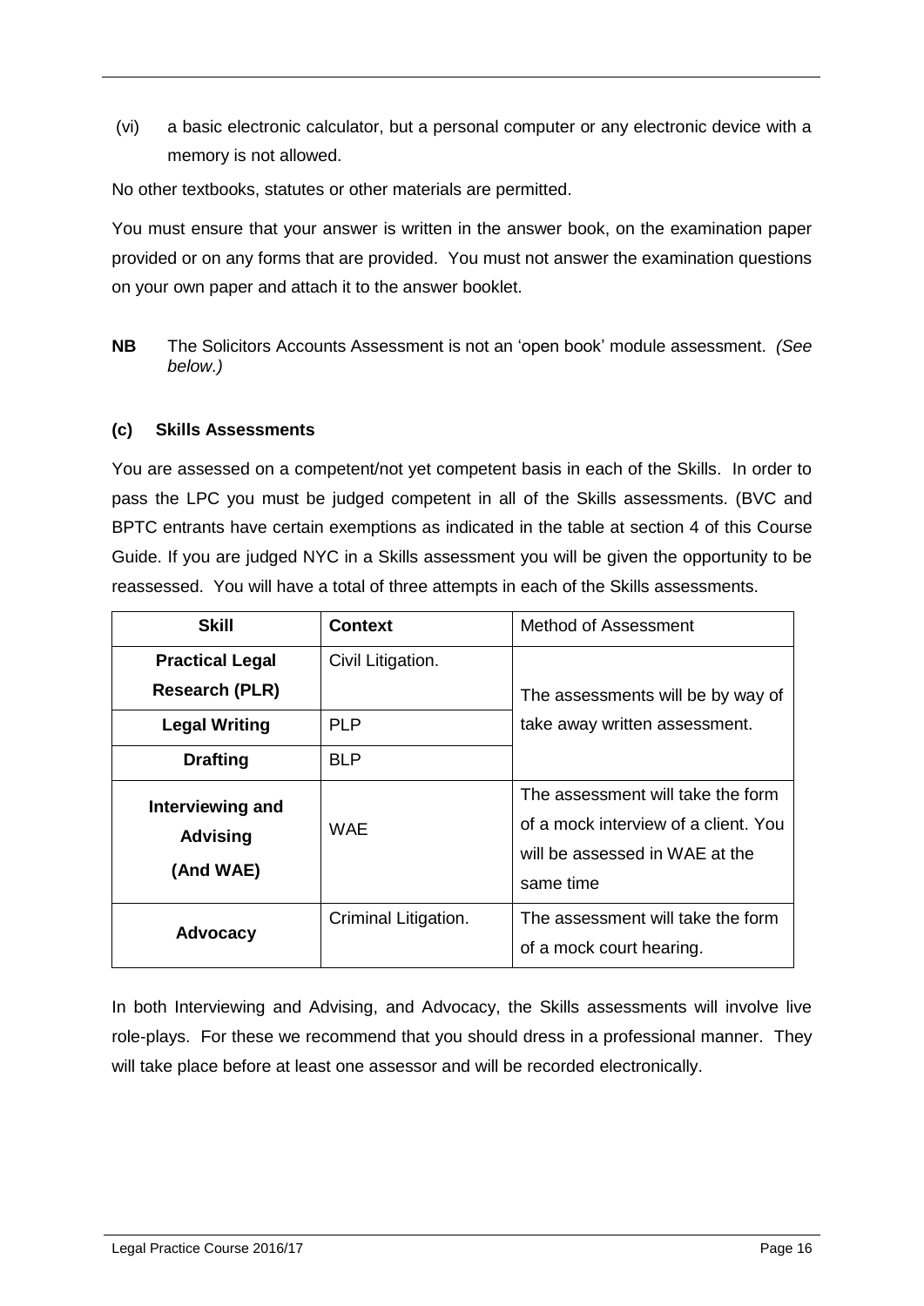(vi) a basic electronic calculator, but a personal computer or any electronic device with a memory is not allowed.

No other textbooks, statutes or other materials are permitted.

You must ensure that your answer is written in the answer book, on the examination paper provided or on any forms that are provided. You must not answer the examination questions on your own paper and attach it to the answer booklet.

**NB** The Solicitors Accounts Assessment is not an 'open book' module assessment. *(See below.)*

### (c) Skills Assessments

You are assessed on a competent/not yet competent basis in each of the Skills. In order to pass the LPC you must be judged competent in all of the Skills assessments. (BVC and BPTC entrants have certain exemptions as indicated in the table at section 4 of this Course Guide. If you are judged NYC in a Skills assessment you will be given the opportunity to be reassessed. You will have a total of three attempts in each of the Skills assessments.

| **Skill** | **Context** | Method of Assessment |
|---|---|---|
| **Practical Legal Research (PLR)** | Civil Litigation. | The assessments will be by way of take away written assessment. |
| **Legal Writing** | PLP | |
| **Drafting** | BLP | |
| **Interviewing and Advising (And WAE)** | WAE | The assessment will take the form of a mock interview of a client. You will be assessed in WAE at the same time |
| **Advocacy** | Criminal Litigation. | The assessment will take the form of a mock court hearing. |

In both Interviewing and Advising, and Advocacy, the Skills assessments will involve live role-plays. For these we recommend that you should dress in a professional manner. They will take place before at least one assessor and will be recorded electronically.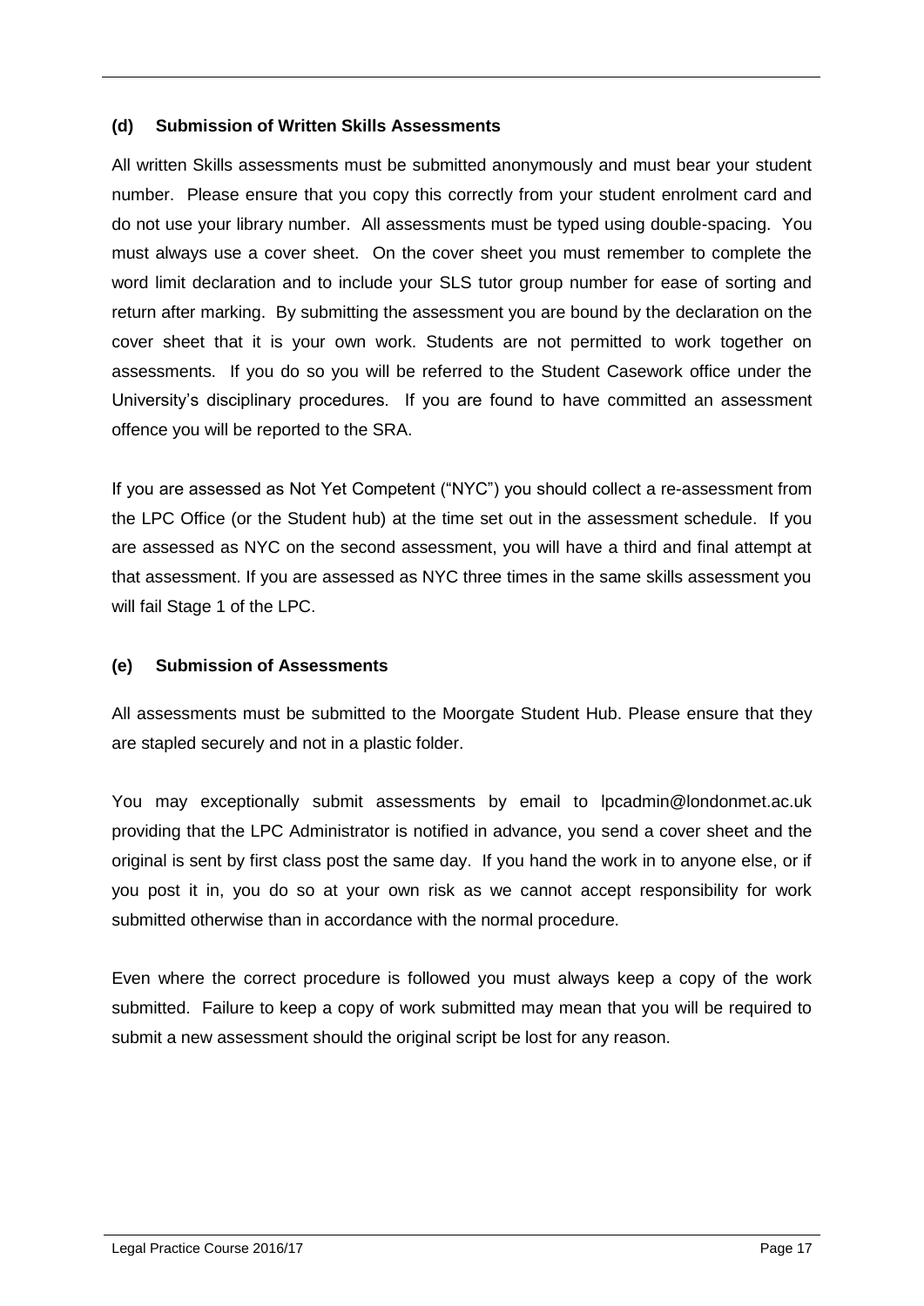### (d) Submission of Written Skills Assessments

All written Skills assessments must be submitted anonymously and must bear your student number. Please ensure that you copy this correctly from your student enrolment card and do not use your library number. All assessments must be typed using double-spacing. You must always use a cover sheet. On the cover sheet you must remember to complete the word limit declaration and to include your SLS tutor group number for ease of sorting and return after marking. By submitting the assessment you are bound by the declaration on the cover sheet that it is your own work. Students are not permitted to work together on assessments. If you do so you will be referred to the Student Casework office under the University's disciplinary procedures. If you are found to have committed an assessment offence you will be reported to the SRA.

If you are assessed as Not Yet Competent ("NYC") you should collect a re-assessment from the LPC Office (or the Student hub) at the time set out in the assessment schedule. If you are assessed as NYC on the second assessment, you will have a third and final attempt at that assessment. If you are assessed as NYC three times in the same skills assessment you will fail Stage 1 of the LPC.

### (e) Submission of Assessments

All assessments must be submitted to the Moorgate Student Hub. Please ensure that they are stapled securely and not in a plastic folder.

You may exceptionally submit assessments by email to lpcadmin@londonmet.ac.uk providing that the LPC Administrator is notified in advance, you send a cover sheet and the original is sent by first class post the same day. If you hand the work in to anyone else, or if you post it in, you do so at your own risk as we cannot accept responsibility for work submitted otherwise than in accordance with the normal procedure.

Even where the correct procedure is followed you must always keep a copy of the work submitted. Failure to keep a copy of work submitted may mean that you will be required to submit a new assessment should the original script be lost for any reason.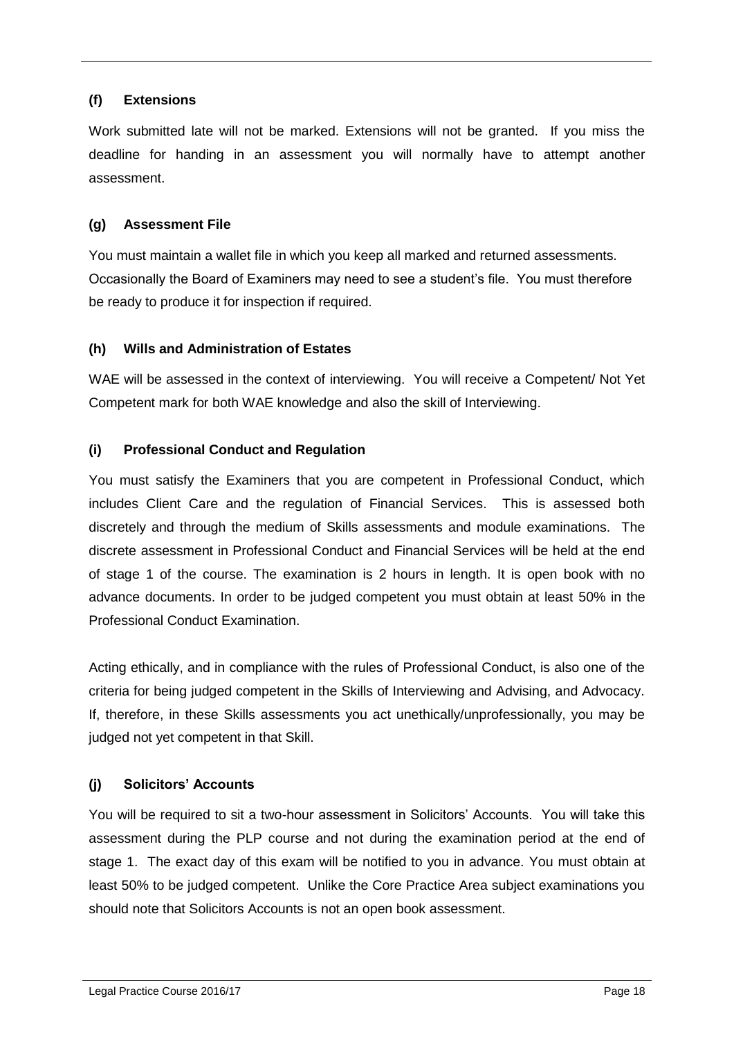### (f) Extensions

Work submitted late will not be marked. Extensions will not be granted. If you miss the deadline for handing in an assessment you will normally have to attempt another assessment.

### (g) Assessment File

You must maintain a wallet file in which you keep all marked and returned assessments. Occasionally the Board of Examiners may need to see a student's file. You must therefore be ready to produce it for inspection if required.

### (h) Wills and Administration of Estates

WAE will be assessed in the context of interviewing. You will receive a Competent/ Not Yet Competent mark for both WAE knowledge and also the skill of Interviewing.

### (i) Professional Conduct and Regulation

You must satisfy the Examiners that you are competent in Professional Conduct, which includes Client Care and the regulation of Financial Services. This is assessed both discretely and through the medium of Skills assessments and module examinations. The discrete assessment in Professional Conduct and Financial Services will be held at the end of stage 1 of the course. The examination is 2 hours in length. It is open book with no advance documents. In order to be judged competent you must obtain at least 50% in the Professional Conduct Examination.

Acting ethically, and in compliance with the rules of Professional Conduct, is also one of the criteria for being judged competent in the Skills of Interviewing and Advising, and Advocacy. If, therefore, in these Skills assessments you act unethically/unprofessionally, you may be judged not yet competent in that Skill.

### (j) Solicitors' Accounts

You will be required to sit a two-hour assessment in Solicitors' Accounts. You will take this assessment during the PLP course and not during the examination period at the end of stage 1. The exact day of this exam will be notified to you in advance. You must obtain at least 50% to be judged competent. Unlike the Core Practice Area subject examinations you should note that Solicitors Accounts is not an open book assessment.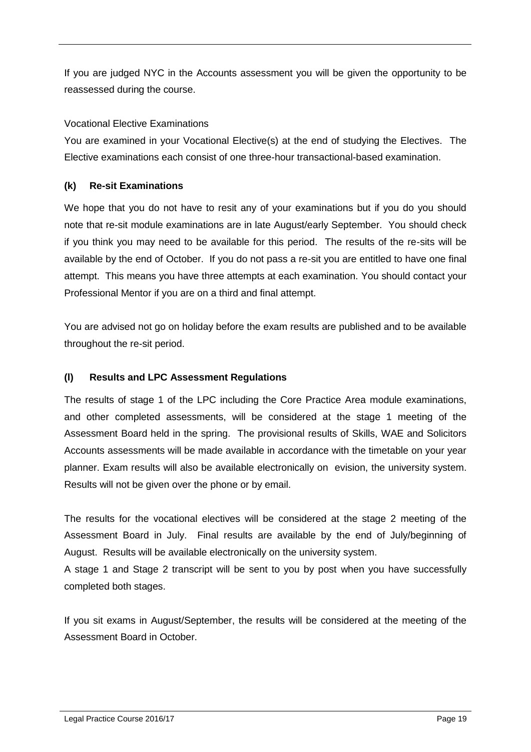If you are judged NYC in the Accounts assessment you will be given the opportunity to be reassessed during the course.

Vocational Elective Examinations

You are examined in your Vocational Elective(s) at the end of studying the Electives. The Elective examinations each consist of one three-hour transactional-based examination.

### (k) Re-sit Examinations

We hope that you do not have to resit any of your examinations but if you do you should note that re-sit module examinations are in late August/early September. You should check if you think you may need to be available for this period. The results of the re-sits will be available by the end of October. If you do not pass a re-sit you are entitled to have one final attempt. This means you have three attempts at each examination. You should contact your Professional Mentor if you are on a third and final attempt.

You are advised not go on holiday before the exam results are published and to be available throughout the re-sit period.

### (l) Results and LPC Assessment Regulations

The results of stage 1 of the LPC including the Core Practice Area module examinations, and other completed assessments, will be considered at the stage 1 meeting of the Assessment Board held in the spring. The provisional results of Skills, WAE and Solicitors Accounts assessments will be made available in accordance with the timetable on your year planner. Exam results will also be available electronically on evision, the university system. Results will not be given over the phone or by email.

The results for the vocational electives will be considered at the stage 2 meeting of the Assessment Board in July. Final results are available by the end of July/beginning of August. Results will be available electronically on the university system.

A stage 1 and Stage 2 transcript will be sent to you by post when you have successfully completed both stages.

If you sit exams in August/September, the results will be considered at the meeting of the Assessment Board in October.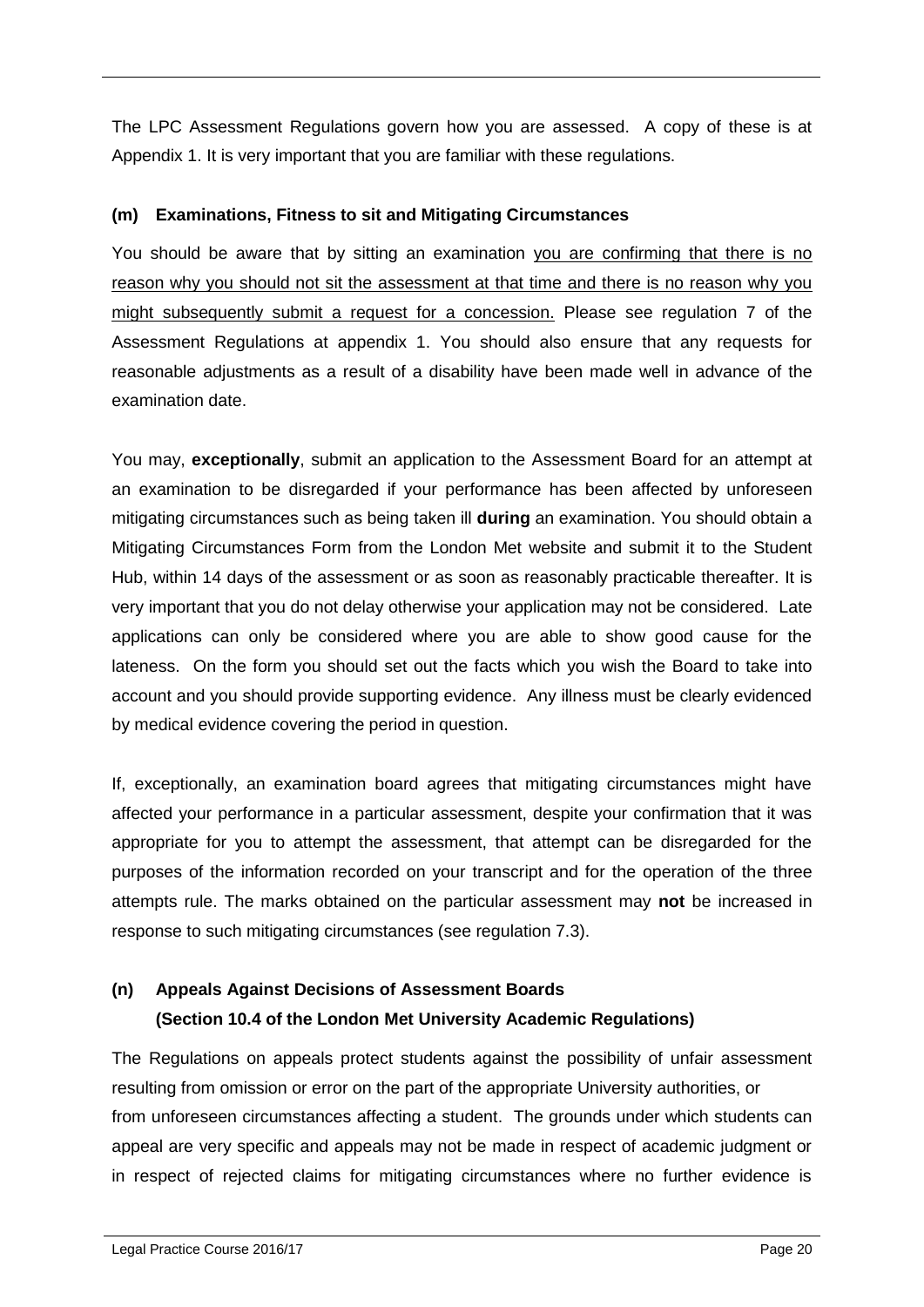The LPC Assessment Regulations govern how you are assessed. A copy of these is at Appendix 1. It is very important that you are familiar with these regulations.

### (m) Examinations, Fitness to sit and Mitigating Circumstances

You should be aware that by sitting an examination <u>you are confirming that there is no reason why you should not sit the assessment at that time and there is no reason why you might subsequently submit a request for a concession.</u> Please see regulation 7 of the Assessment Regulations at appendix 1. You should also ensure that any requests for reasonable adjustments as a result of a disability have been made well in advance of the examination date.

You may, **exceptionally**, submit an application to the Assessment Board for an attempt at an examination to be disregarded if your performance has been affected by unforeseen mitigating circumstances such as being taken ill **during** an examination. You should obtain a Mitigating Circumstances Form from the London Met website and submit it to the Student Hub, within 14 days of the assessment or as soon as reasonably practicable thereafter. It is very important that you do not delay otherwise your application may not be considered. Late applications can only be considered where you are able to show good cause for the lateness. On the form you should set out the facts which you wish the Board to take into account and you should provide supporting evidence. Any illness must be clearly evidenced by medical evidence covering the period in question.

If, exceptionally, an examination board agrees that mitigating circumstances might have affected your performance in a particular assessment, despite your confirmation that it was appropriate for you to attempt the assessment, that attempt can be disregarded for the purposes of the information recorded on your transcript and for the operation of the three attempts rule. The marks obtained on the particular assessment may **not** be increased in response to such mitigating circumstances (see regulation 7.3).

### (n) Appeals Against Decisions of Assessment Boards (Section 10.4 of the London Met University Academic Regulations)

The Regulations on appeals protect students against the possibility of unfair assessment resulting from omission or error on the part of the appropriate University authorities, or from unforeseen circumstances affecting a student. The grounds under which students can appeal are very specific and appeals may not be made in respect of academic judgment or in respect of rejected claims for mitigating circumstances where no further evidence is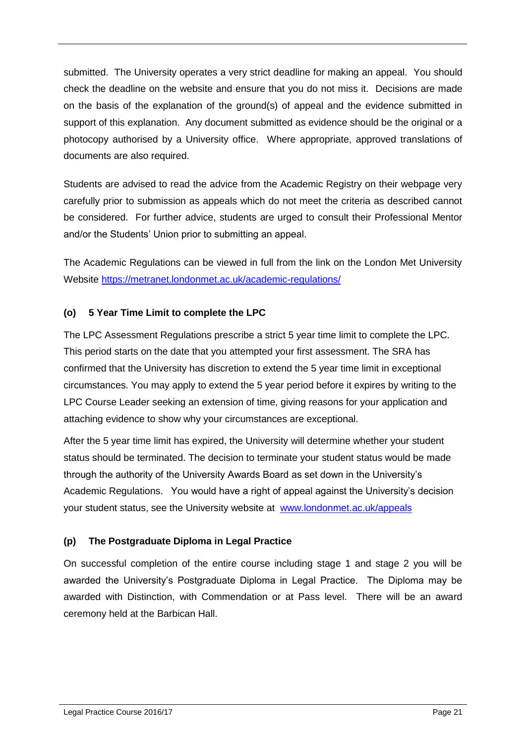submitted. The University operates a very strict deadline for making an appeal. You should check the deadline on the website and ensure that you do not miss it. Decisions are made on the basis of the explanation of the ground(s) of appeal and the evidence submitted in support of this explanation. Any document submitted as evidence should be the original or a photocopy authorised by a University office. Where appropriate, approved translations of documents are also required.

Students are advised to read the advice from the Academic Registry on their webpage very carefully prior to submission as appeals which do not meet the criteria as described cannot be considered. For further advice, students are urged to consult their Professional Mentor and/or the Students' Union prior to submitting an appeal.

The Academic Regulations can be viewed in full from the link on the London Met University Website https://metranet.londonmet.ac.uk/academic-regulations/

### (o) 5 Year Time Limit to complete the LPC

The LPC Assessment Regulations prescribe a strict 5 year time limit to complete the LPC. This period starts on the date that you attempted your first assessment. The SRA has confirmed that the University has discretion to extend the 5 year time limit in exceptional circumstances. You may apply to extend the 5 year period before it expires by writing to the LPC Course Leader seeking an extension of time, giving reasons for your application and attaching evidence to show why your circumstances are exceptional.

After the 5 year time limit has expired, the University will determine whether your student status should be terminated. The decision to terminate your student status would be made through the authority of the University Awards Board as set down in the University's Academic Regulations. You would have a right of appeal against the University's decision your student status, see the University website at www.londonmet.ac.uk/appeals

### (p) The Postgraduate Diploma in Legal Practice

On successful completion of the entire course including stage 1 and stage 2 you will be awarded the University's Postgraduate Diploma in Legal Practice. The Diploma may be awarded with Distinction, with Commendation or at Pass level. There will be an award ceremony held at the Barbican Hall.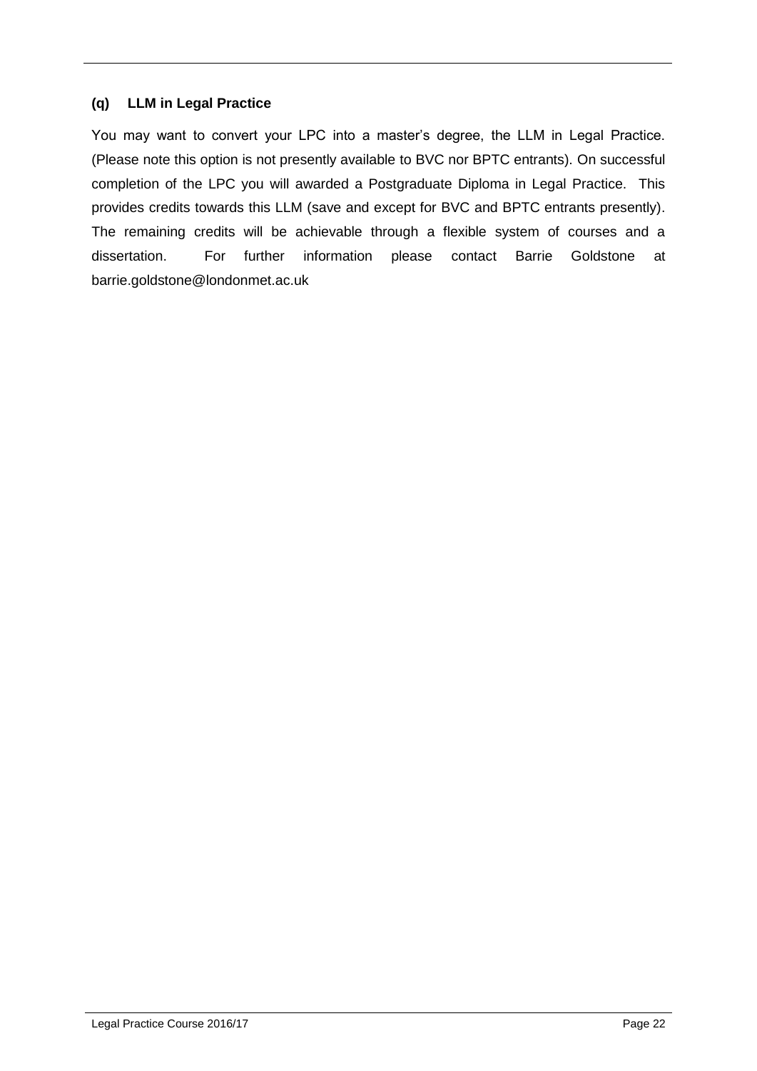### (q) LLM in Legal Practice

You may want to convert your LPC into a master's degree, the LLM in Legal Practice. (Please note this option is not presently available to BVC nor BPTC entrants). On successful completion of the LPC you will awarded a Postgraduate Diploma in Legal Practice. This provides credits towards this LLM (save and except for BVC and BPTC entrants presently). The remaining credits will be achievable through a flexible system of courses and a dissertation. For further information please contact Barrie Goldstone at barrie.goldstone@londonmet.ac.uk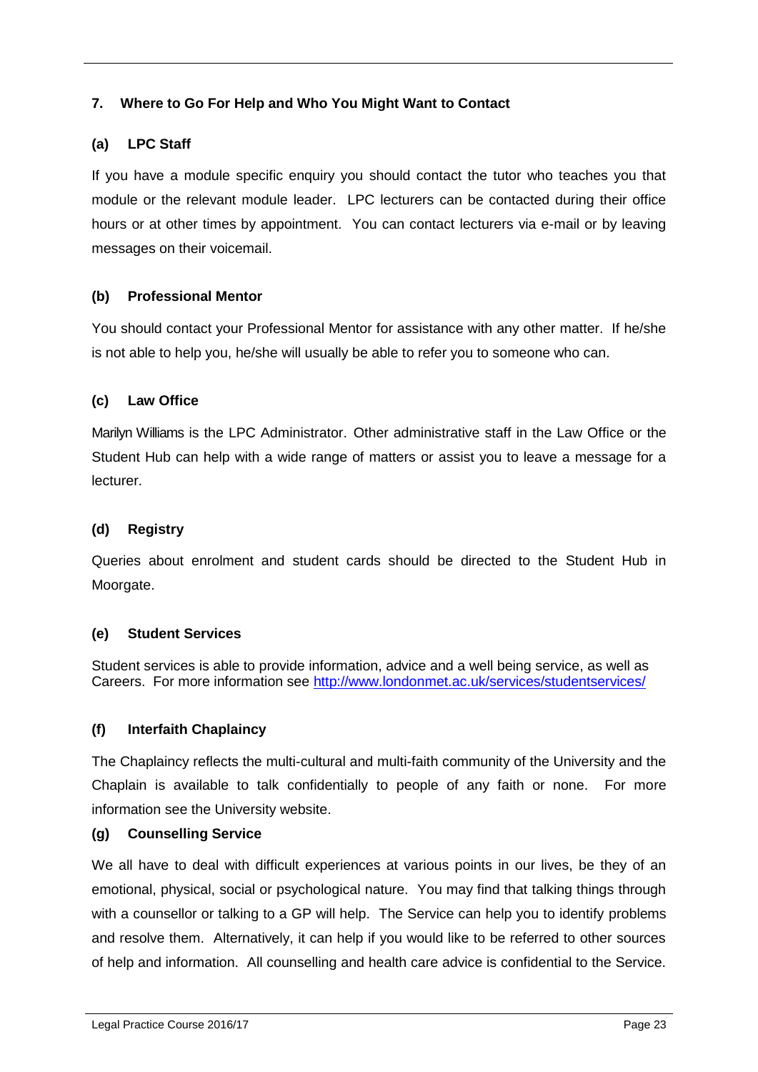## 7. Where to Go For Help and Who You Might Want to Contact

### (a) LPC Staff

If you have a module specific enquiry you should contact the tutor who teaches you that module or the relevant module leader. LPC lecturers can be contacted during their office hours or at other times by appointment. You can contact lecturers via e-mail or by leaving messages on their voicemail.

### (b) Professional Mentor

You should contact your Professional Mentor for assistance with any other matter. If he/she is not able to help you, he/she will usually be able to refer you to someone who can.

### (c) Law Office

Marilyn Williams is the LPC Administrator. Other administrative staff in the Law Office or the Student Hub can help with a wide range of matters or assist you to leave a message for a lecturer.

### (d) Registry

Queries about enrolment and student cards should be directed to the Student Hub in Moorgate.

### (e) Student Services

Student services is able to provide information, advice and a well being service, as well as Careers. For more information see http://www.londonmet.ac.uk/services/studentservices/

### (f) Interfaith Chaplaincy

The Chaplaincy reflects the multi-cultural and multi-faith community of the University and the Chaplain is available to talk confidentially to people of any faith or none. For more information see the University website.

### (g) Counselling Service

We all have to deal with difficult experiences at various points in our lives, be they of an emotional, physical, social or psychological nature. You may find that talking things through with a counsellor or talking to a GP will help. The Service can help you to identify problems and resolve them. Alternatively, it can help if you would like to be referred to other sources of help and information. All counselling and health care advice is confidential to the Service.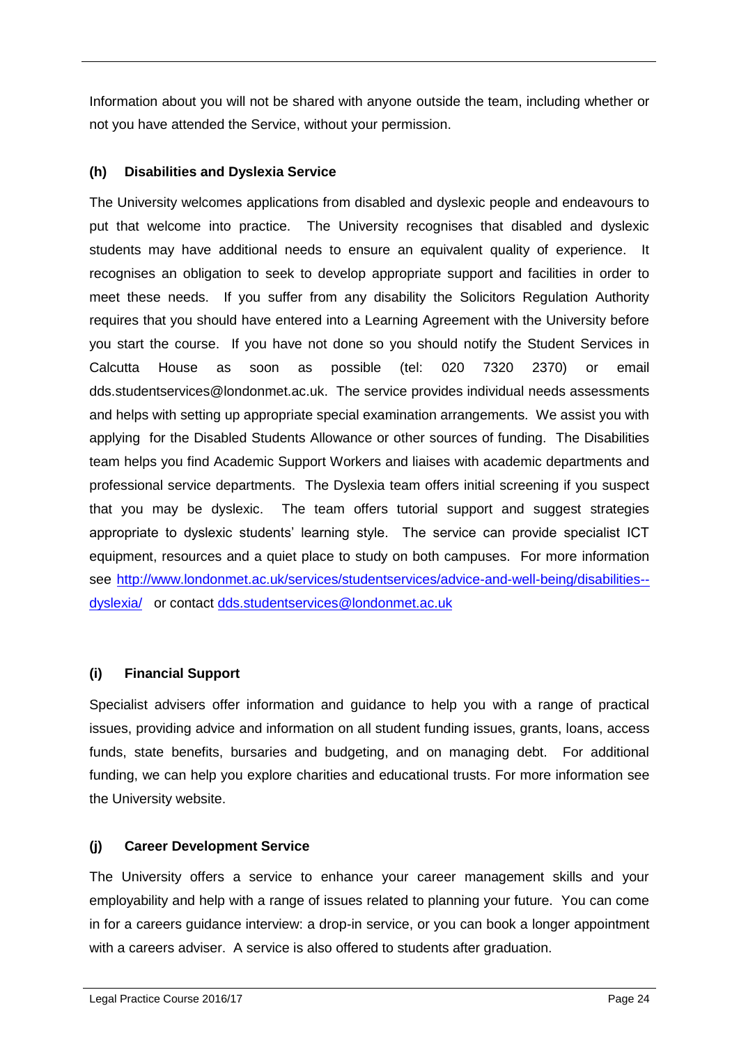Information about you will not be shared with anyone outside the team, including whether or not you have attended the Service, without your permission.

### (h) Disabilities and Dyslexia Service

The University welcomes applications from disabled and dyslexic people and endeavours to put that welcome into practice. The University recognises that disabled and dyslexic students may have additional needs to ensure an equivalent quality of experience. It recognises an obligation to seek to develop appropriate support and facilities in order to meet these needs. If you suffer from any disability the Solicitors Regulation Authority requires that you should have entered into a Learning Agreement with the University before you start the course. If you have not done so you should notify the Student Services in Calcutta House as soon as possible (tel: 020 7320 2370) or email dds.studentservices@londonmet.ac.uk. The service provides individual needs assessments and helps with setting up appropriate special examination arrangements. We assist you with applying for the Disabled Students Allowance or other sources of funding. The Disabilities team helps you find Academic Support Workers and liaises with academic departments and professional service departments. The Dyslexia team offers initial screening if you suspect that you may be dyslexic. The team offers tutorial support and suggest strategies appropriate to dyslexic students' learning style. The service can provide specialist ICT equipment, resources and a quiet place to study on both campuses. For more information see [http://www.londonmet.ac.uk/services/studentservices/advice-and-well-being/disabilities--dyslexia/](http://www.londonmet.ac.uk/services/studentservices/advice-and-well-being/disabilities--dyslexia/) or contact [dds.studentservices@londonmet.ac.uk](mailto:dds.studentservices@londonmet.ac.uk)

### (i) Financial Support

Specialist advisers offer information and guidance to help you with a range of practical issues, providing advice and information on all student funding issues, grants, loans, access funds, state benefits, bursaries and budgeting, and on managing debt. For additional funding, we can help you explore charities and educational trusts. For more information see the University website.

### (j) Career Development Service

The University offers a service to enhance your career management skills and your employability and help with a range of issues related to planning your future. You can come in for a careers guidance interview: a drop-in service, or you can book a longer appointment with a careers adviser. A service is also offered to students after graduation.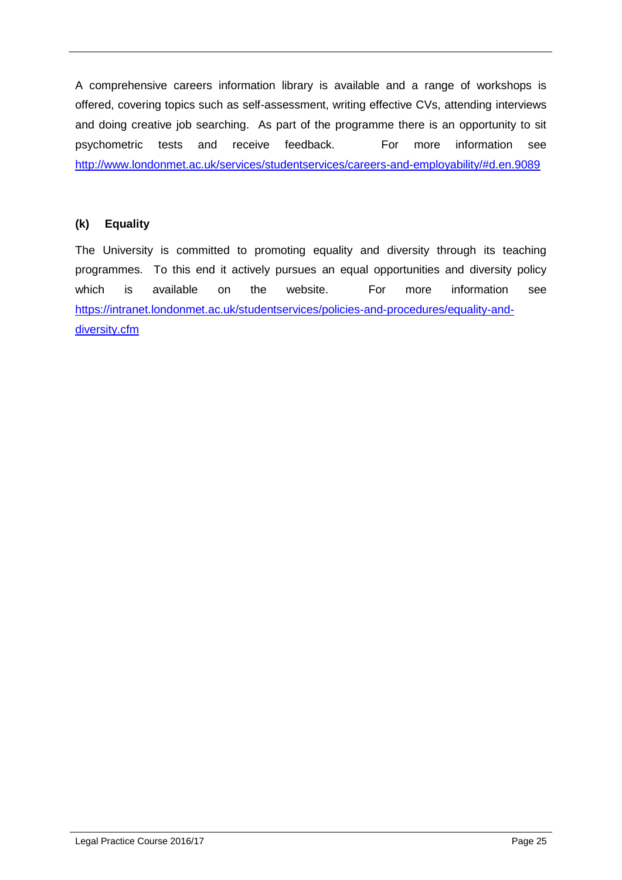A comprehensive careers information library is available and a range of workshops is offered, covering topics such as self-assessment, writing effective CVs, attending interviews and doing creative job searching. As part of the programme there is an opportunity to sit psychometric tests and receive feedback. For more information see http://www.londonmet.ac.uk/services/studentservices/careers-and-employability/#d.en.9089

### (k) Equality

The University is committed to promoting equality and diversity through its teaching programmes. To this end it actively pursues an equal opportunities and diversity policy which is available on the website. For more information see https://intranet.londonmet.ac.uk/studentservices/policies-and-procedures/equality-and-diversity.cfm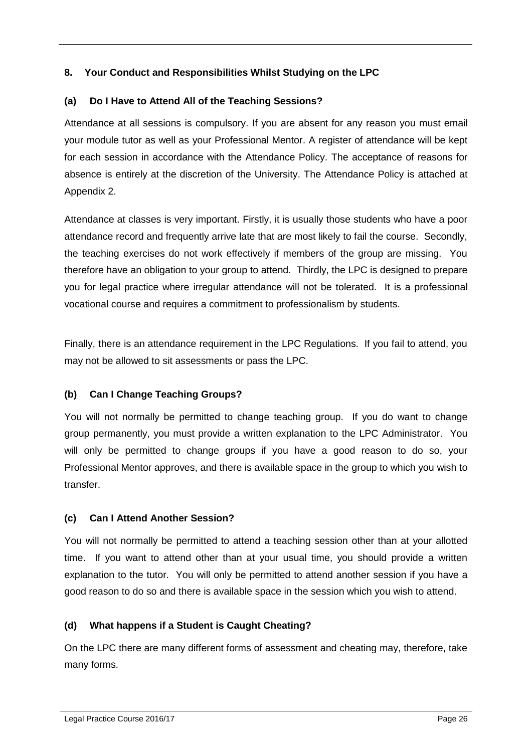## 8. Your Conduct and Responsibilities Whilst Studying on the LPC

### (a) Do I Have to Attend All of the Teaching Sessions?

Attendance at all sessions is compulsory. If you are absent for any reason you must email your module tutor as well as your Professional Mentor. A register of attendance will be kept for each session in accordance with the Attendance Policy. The acceptance of reasons for absence is entirely at the discretion of the University. The Attendance Policy is attached at Appendix 2.

Attendance at classes is very important. Firstly, it is usually those students who have a poor attendance record and frequently arrive late that are most likely to fail the course. Secondly, the teaching exercises do not work effectively if members of the group are missing. You therefore have an obligation to your group to attend. Thirdly, the LPC is designed to prepare you for legal practice where irregular attendance will not be tolerated. It is a professional vocational course and requires a commitment to professionalism by students.

Finally, there is an attendance requirement in the LPC Regulations. If you fail to attend, you may not be allowed to sit assessments or pass the LPC.

### (b) Can I Change Teaching Groups?

You will not normally be permitted to change teaching group. If you do want to change group permanently, you must provide a written explanation to the LPC Administrator. You will only be permitted to change groups if you have a good reason to do so, your Professional Mentor approves, and there is available space in the group to which you wish to transfer.

### (c) Can I Attend Another Session?

You will not normally be permitted to attend a teaching session other than at your allotted time. If you want to attend other than at your usual time, you should provide a written explanation to the tutor. You will only be permitted to attend another session if you have a good reason to do so and there is available space in the session which you wish to attend.

### (d) What happens if a Student is Caught Cheating?

On the LPC there are many different forms of assessment and cheating may, therefore, take many forms.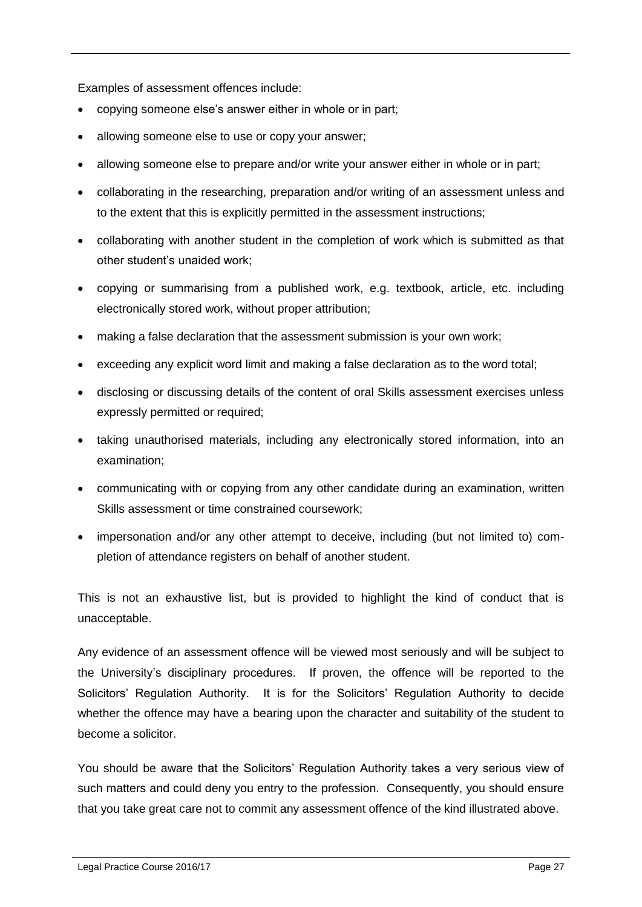Examples of assessment offences include:

- copying someone else's answer either in whole or in part;
- allowing someone else to use or copy your answer;
- allowing someone else to prepare and/or write your answer either in whole or in part;
- collaborating in the researching, preparation and/or writing of an assessment unless and to the extent that this is explicitly permitted in the assessment instructions;
- collaborating with another student in the completion of work which is submitted as that other student's unaided work;
- copying or summarising from a published work, e.g. textbook, article, etc. including electronically stored work, without proper attribution;
- making a false declaration that the assessment submission is your own work;
- exceeding any explicit word limit and making a false declaration as to the word total;
- disclosing or discussing details of the content of oral Skills assessment exercises unless expressly permitted or required;
- taking unauthorised materials, including any electronically stored information, into an examination;
- communicating with or copying from any other candidate during an examination, written Skills assessment or time constrained coursework;
- impersonation and/or any other attempt to deceive, including (but not limited to) completion of attendance registers on behalf of another student.

This is not an exhaustive list, but is provided to highlight the kind of conduct that is unacceptable.

Any evidence of an assessment offence will be viewed most seriously and will be subject to the University's disciplinary procedures. If proven, the offence will be reported to the Solicitors' Regulation Authority. It is for the Solicitors' Regulation Authority to decide whether the offence may have a bearing upon the character and suitability of the student to become a solicitor.

You should be aware that the Solicitors' Regulation Authority takes a very serious view of such matters and could deny you entry to the profession. Consequently, you should ensure that you take great care not to commit any assessment offence of the kind illustrated above.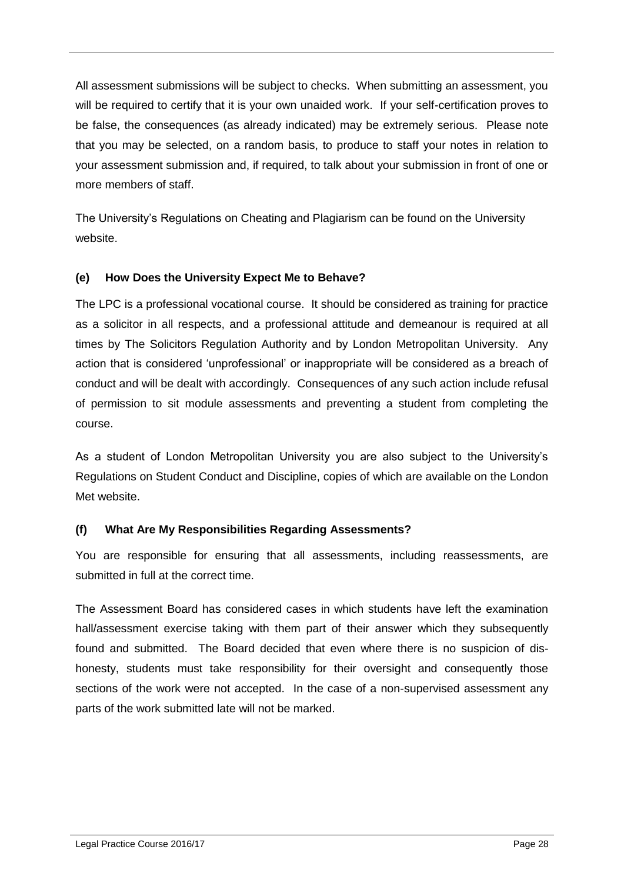All assessment submissions will be subject to checks. When submitting an assessment, you will be required to certify that it is your own unaided work. If your self-certification proves to be false, the consequences (as already indicated) may be extremely serious. Please note that you may be selected, on a random basis, to produce to staff your notes in relation to your assessment submission and, if required, to talk about your submission in front of one or more members of staff.

The University's Regulations on Cheating and Plagiarism can be found on the University website.

### (e) How Does the University Expect Me to Behave?

The LPC is a professional vocational course. It should be considered as training for practice as a solicitor in all respects, and a professional attitude and demeanour is required at all times by The Solicitors Regulation Authority and by London Metropolitan University. Any action that is considered 'unprofessional' or inappropriate will be considered as a breach of conduct and will be dealt with accordingly. Consequences of any such action include refusal of permission to sit module assessments and preventing a student from completing the course.

As a student of London Metropolitan University you are also subject to the University's Regulations on Student Conduct and Discipline, copies of which are available on the London Met website.

### (f) What Are My Responsibilities Regarding Assessments?

You are responsible for ensuring that all assessments, including reassessments, are submitted in full at the correct time.

The Assessment Board has considered cases in which students have left the examination hall/assessment exercise taking with them part of their answer which they subsequently found and submitted. The Board decided that even where there is no suspicion of dis-honesty, students must take responsibility for their oversight and consequently those sections of the work were not accepted. In the case of a non-supervised assessment any parts of the work submitted late will not be marked.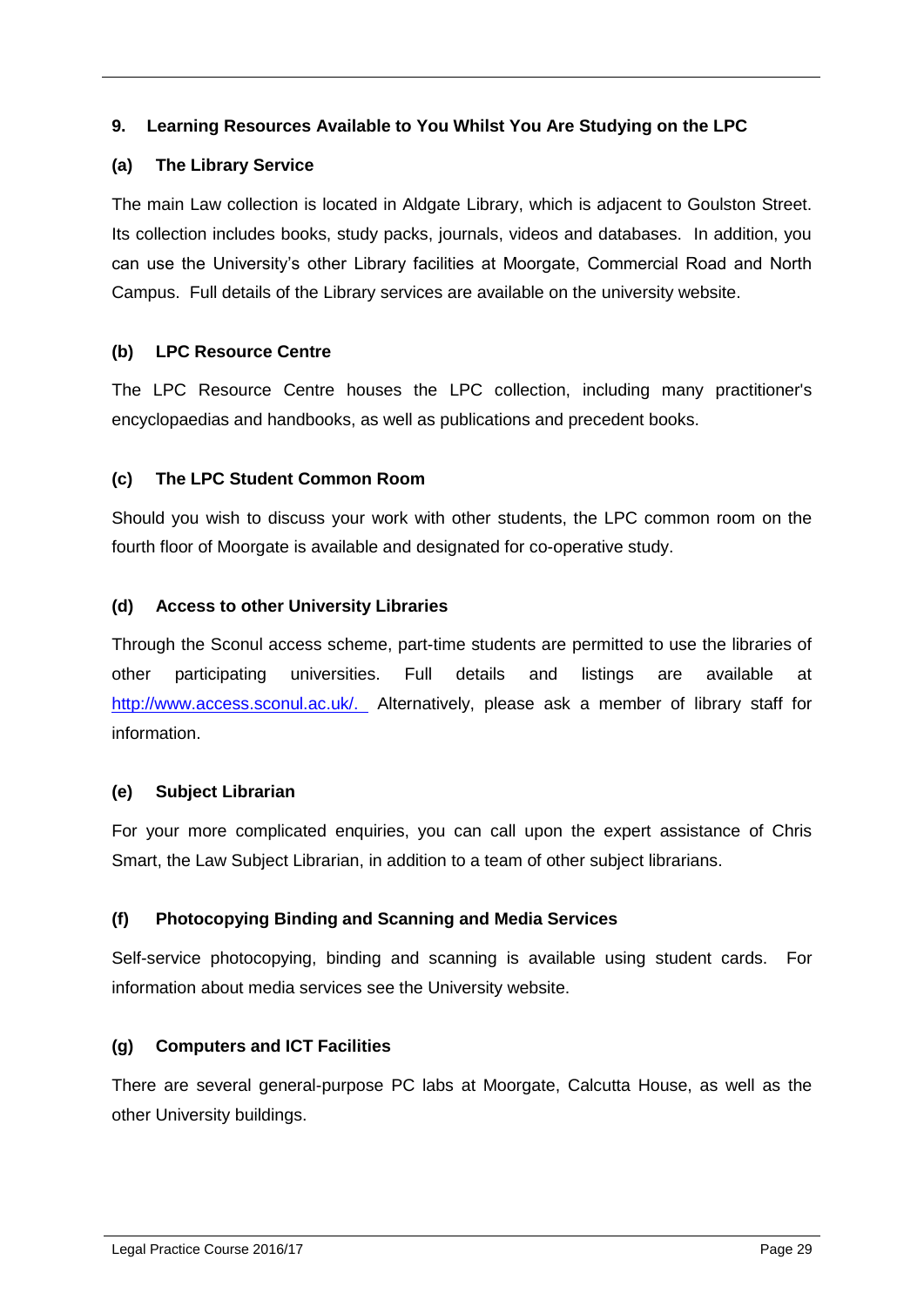## 9. Learning Resources Available to You Whilst You Are Studying on the LPC

### (a) The Library Service

The main Law collection is located in Aldgate Library, which is adjacent to Goulston Street. Its collection includes books, study packs, journals, videos and databases. In addition, you can use the University's other Library facilities at Moorgate, Commercial Road and North Campus. Full details of the Library services are available on the university website.

### (b) LPC Resource Centre

The LPC Resource Centre houses the LPC collection, including many practitioner's encyclopaedias and handbooks, as well as publications and precedent books.

### (c) The LPC Student Common Room

Should you wish to discuss your work with other students, the LPC common room on the fourth floor of Moorgate is available and designated for co-operative study.

### (d) Access to other University Libraries

Through the Sconul access scheme, part-time students are permitted to use the libraries of other participating universities. Full details and listings are available at http://www.access.sconul.ac.uk/. Alternatively, please ask a member of library staff for information.

### (e) Subject Librarian

For your more complicated enquiries, you can call upon the expert assistance of Chris Smart, the Law Subject Librarian, in addition to a team of other subject librarians.

### (f) Photocopying Binding and Scanning and Media Services

Self-service photocopying, binding and scanning is available using student cards. For information about media services see the University website.

### (g) Computers and ICT Facilities

There are several general-purpose PC labs at Moorgate, Calcutta House, as well as the other University buildings.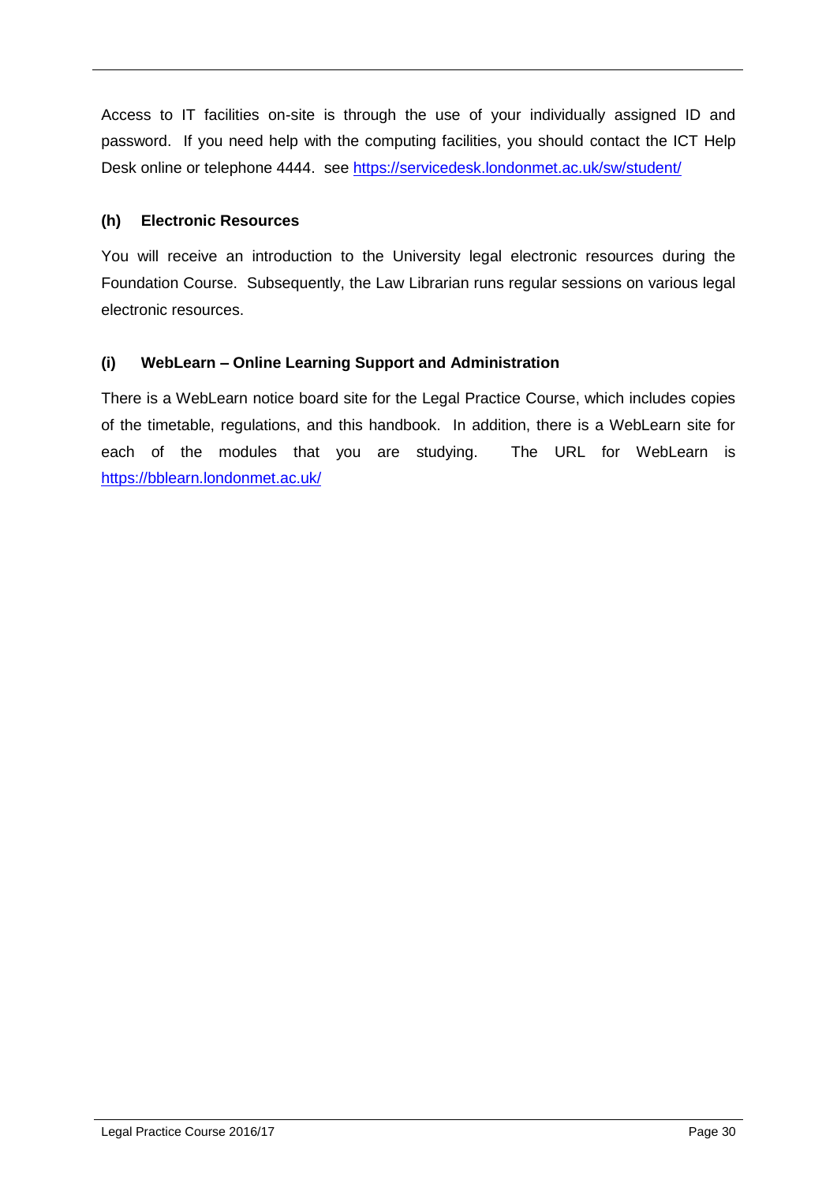Access to IT facilities on-site is through the use of your individually assigned ID and password. If you need help with the computing facilities, you should contact the ICT Help Desk online or telephone 4444. see https://servicedesk.londonmet.ac.uk/sw/student/

### (h) Electronic Resources

You will receive an introduction to the University legal electronic resources during the Foundation Course. Subsequently, the Law Librarian runs regular sessions on various legal electronic resources.

### (i) WebLearn – Online Learning Support and Administration

There is a WebLearn notice board site for the Legal Practice Course, which includes copies of the timetable, regulations, and this handbook. In addition, there is a WebLearn site for each of the modules that you are studying. The URL for WebLearn is https://bblearn.londonmet.ac.uk/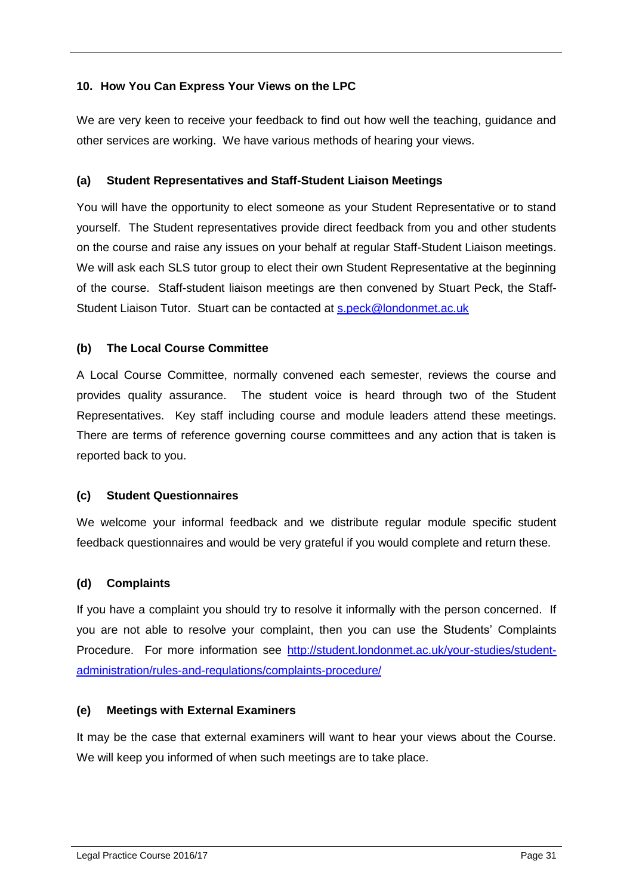## 10. How You Can Express Your Views on the LPC

We are very keen to receive your feedback to find out how well the teaching, guidance and other services are working. We have various methods of hearing your views.

### (a) Student Representatives and Staff-Student Liaison Meetings

You will have the opportunity to elect someone as your Student Representative or to stand yourself. The Student representatives provide direct feedback from you and other students on the course and raise any issues on your behalf at regular Staff-Student Liaison meetings. We will ask each SLS tutor group to elect their own Student Representative at the beginning of the course. Staff-student liaison meetings are then convened by Stuart Peck, the Staff-Student Liaison Tutor. Stuart can be contacted at s.peck@londonmet.ac.uk

### (b) The Local Course Committee

A Local Course Committee, normally convened each semester, reviews the course and provides quality assurance. The student voice is heard through two of the Student Representatives. Key staff including course and module leaders attend these meetings. There are terms of reference governing course committees and any action that is taken is reported back to you.

### (c) Student Questionnaires

We welcome your informal feedback and we distribute regular module specific student feedback questionnaires and would be very grateful if you would complete and return these.

### (d) Complaints

If you have a complaint you should try to resolve it informally with the person concerned. If you are not able to resolve your complaint, then you can use the Students' Complaints Procedure. For more information see http://student.londonmet.ac.uk/your-studies/student-administration/rules-and-regulations/complaints-procedure/

### (e) Meetings with External Examiners

It may be the case that external examiners will want to hear your views about the Course. We will keep you informed of when such meetings are to take place.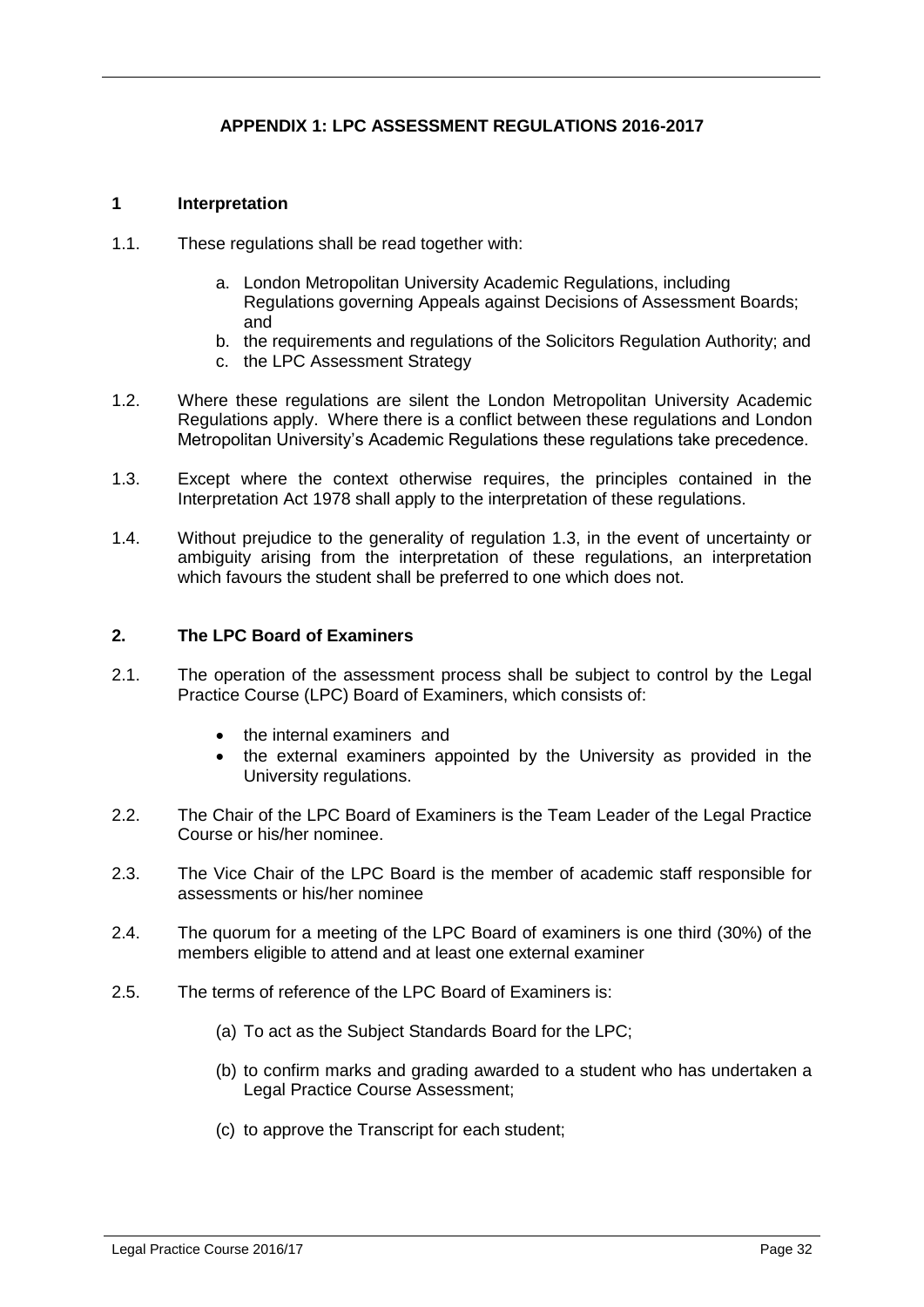## APPENDIX 1: LPC ASSESSMENT REGULATIONS 2016-2017

### 1 Interpretation

1.1. These regulations shall be read together with:

a. London Metropolitan University Academic Regulations, including Regulations governing Appeals against Decisions of Assessment Boards; and
b. the requirements and regulations of the Solicitors Regulation Authority; and
c. the LPC Assessment Strategy

1.2. Where these regulations are silent the London Metropolitan University Academic Regulations apply. Where there is a conflict between these regulations and London Metropolitan University's Academic Regulations these regulations take precedence.

1.3. Except where the context otherwise requires, the principles contained in the Interpretation Act 1978 shall apply to the interpretation of these regulations.

1.4. Without prejudice to the generality of regulation 1.3, in the event of uncertainty or ambiguity arising from the interpretation of these regulations, an interpretation which favours the student shall be preferred to one which does not.

### 2. The LPC Board of Examiners

2.1. The operation of the assessment process shall be subject to control by the Legal Practice Course (LPC) Board of Examiners, which consists of:

- the internal examiners and
- the external examiners appointed by the University as provided in the University regulations.

2.2. The Chair of the LPC Board of Examiners is the Team Leader of the Legal Practice Course or his/her nominee.

2.3. The Vice Chair of the LPC Board is the member of academic staff responsible for assessments or his/her nominee

2.4. The quorum for a meeting of the LPC Board of examiners is one third (30%) of the members eligible to attend and at least one external examiner

2.5. The terms of reference of the LPC Board of Examiners is:

(a) To act as the Subject Standards Board for the LPC;

(b) to confirm marks and grading awarded to a student who has undertaken a Legal Practice Course Assessment;

(c) to approve the Transcript for each student;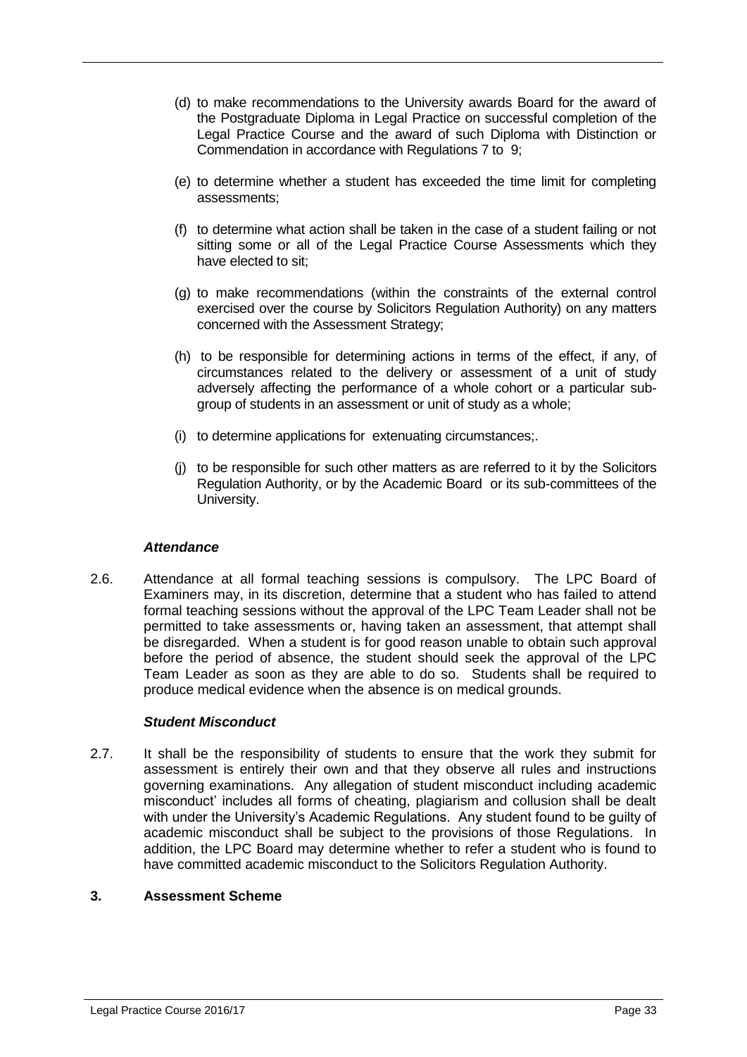(d) to make recommendations to the University awards Board for the award of the Postgraduate Diploma in Legal Practice on successful completion of the Legal Practice Course and the award of such Diploma with Distinction or Commendation in accordance with Regulations 7 to 9;

(e) to determine whether a student has exceeded the time limit for completing assessments;

(f) to determine what action shall be taken in the case of a student failing or not sitting some or all of the Legal Practice Course Assessments which they have elected to sit;

(g) to make recommendations (within the constraints of the external control exercised over the course by Solicitors Regulation Authority) on any matters concerned with the Assessment Strategy;

(h) to be responsible for determining actions in terms of the effect, if any, of circumstances related to the delivery or assessment of a unit of study adversely affecting the performance of a whole cohort or a particular sub-group of students in an assessment or unit of study as a whole;

(i) to determine applications for extenuating circumstances;.

(j) to be responsible for such other matters as are referred to it by the Solicitors Regulation Authority, or by the Academic Board or its sub-committees of the University.

***Attendance***

2.6. Attendance at all formal teaching sessions is compulsory. The LPC Board of Examiners may, in its discretion, determine that a student who has failed to attend formal teaching sessions without the approval of the LPC Team Leader shall not be permitted to take assessments or, having taken an assessment, that attempt shall be disregarded. When a student is for good reason unable to obtain such approval before the period of absence, the student should seek the approval of the LPC Team Leader as soon as they are able to do so. Students shall be required to produce medical evidence when the absence is on medical grounds.

***Student Misconduct***

2.7. It shall be the responsibility of students to ensure that the work they submit for assessment is entirely their own and that they observe all rules and instructions governing examinations. Any allegation of student misconduct including academic misconduct' includes all forms of cheating, plagiarism and collusion shall be dealt with under the University's Academic Regulations. Any student found to be guilty of academic misconduct shall be subject to the provisions of those Regulations. In addition, the LPC Board may determine whether to refer a student who is found to have committed academic misconduct to the Solicitors Regulation Authority.

## 3. Assessment Scheme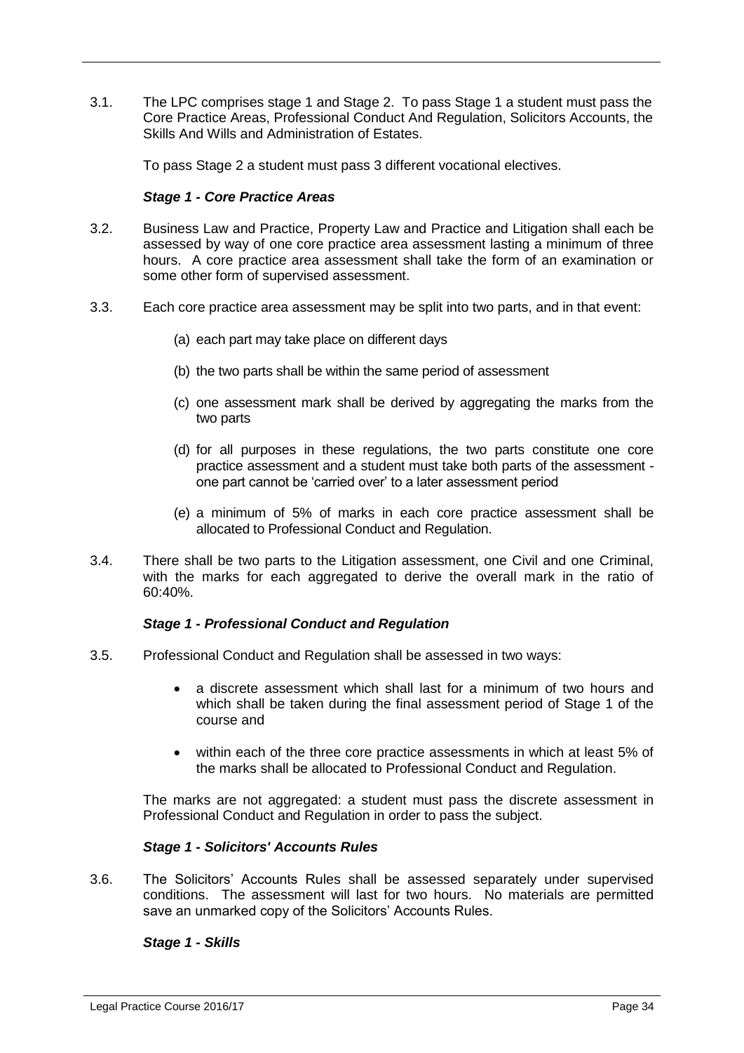3.1. The LPC comprises stage 1 and Stage 2. To pass Stage 1 a student must pass the Core Practice Areas, Professional Conduct And Regulation, Solicitors Accounts, the Skills And Wills and Administration of Estates.

To pass Stage 2 a student must pass 3 different vocational electives.

***Stage 1 - Core Practice Areas***

3.2. Business Law and Practice, Property Law and Practice and Litigation shall each be assessed by way of one core practice area assessment lasting a minimum of three hours. A core practice area assessment shall take the form of an examination or some other form of supervised assessment.

3.3. Each core practice area assessment may be split into two parts, and in that event:

(a) each part may take place on different days

(b) the two parts shall be within the same period of assessment

(c) one assessment mark shall be derived by aggregating the marks from the two parts

(d) for all purposes in these regulations, the two parts constitute one core practice assessment and a student must take both parts of the assessment - one part cannot be 'carried over' to a later assessment period

(e) a minimum of 5% of marks in each core practice assessment shall be allocated to Professional Conduct and Regulation.

3.4. There shall be two parts to the Litigation assessment, one Civil and one Criminal, with the marks for each aggregated to derive the overall mark in the ratio of 60:40%.

***Stage 1 - Professional Conduct and Regulation***

3.5. Professional Conduct and Regulation shall be assessed in two ways:

- a discrete assessment which shall last for a minimum of two hours and which shall be taken during the final assessment period of Stage 1 of the course and
- within each of the three core practice assessments in which at least 5% of the marks shall be allocated to Professional Conduct and Regulation.

The marks are not aggregated: a student must pass the discrete assessment in Professional Conduct and Regulation in order to pass the subject.

***Stage 1 - Solicitors' Accounts Rules***

3.6. The Solicitors' Accounts Rules shall be assessed separately under supervised conditions. The assessment will last for two hours. No materials are permitted save an unmarked copy of the Solicitors' Accounts Rules.

***Stage 1 - Skills***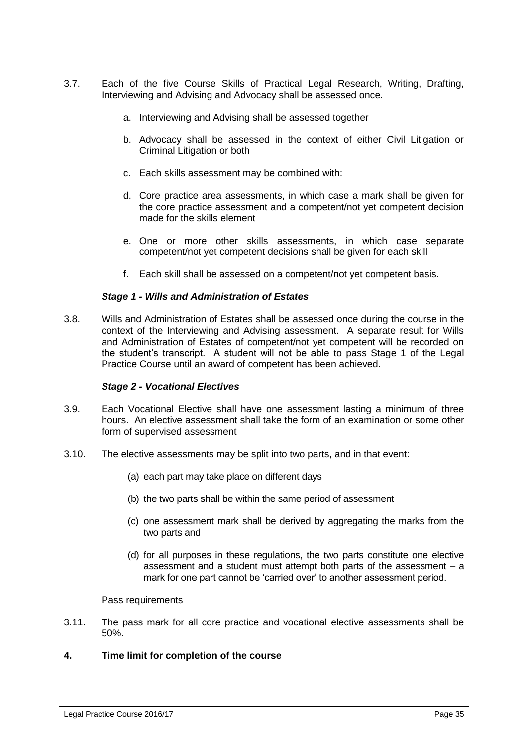3.7. Each of the five Course Skills of Practical Legal Research, Writing, Drafting, Interviewing and Advising and Advocacy shall be assessed once.

a. Interviewing and Advising shall be assessed together

b. Advocacy shall be assessed in the context of either Civil Litigation or Criminal Litigation or both

c. Each skills assessment may be combined with:

d. Core practice area assessments, in which case a mark shall be given for the core practice assessment and a competent/not yet competent decision made for the skills element

e. One or more other skills assessments, in which case separate competent/not yet competent decisions shall be given for each skill

f. Each skill shall be assessed on a competent/not yet competent basis.

***Stage 1 - Wills and Administration of Estates***

3.8. Wills and Administration of Estates shall be assessed once during the course in the context of the Interviewing and Advising assessment. A separate result for Wills and Administration of Estates of competent/not yet competent will be recorded on the student's transcript. A student will not be able to pass Stage 1 of the Legal Practice Course until an award of competent has been achieved.

***Stage 2 - Vocational Electives***

3.9. Each Vocational Elective shall have one assessment lasting a minimum of three hours. An elective assessment shall take the form of an examination or some other form of supervised assessment

3.10. The elective assessments may be split into two parts, and in that event:

(a) each part may take place on different days

(b) the two parts shall be within the same period of assessment

(c) one assessment mark shall be derived by aggregating the marks from the two parts and

(d) for all purposes in these regulations, the two parts constitute one elective assessment and a student must attempt both parts of the assessment – a mark for one part cannot be 'carried over' to another assessment period.

Pass requirements

3.11. The pass mark for all core practice and vocational elective assessments shall be 50%.

**4. Time limit for completion of the course**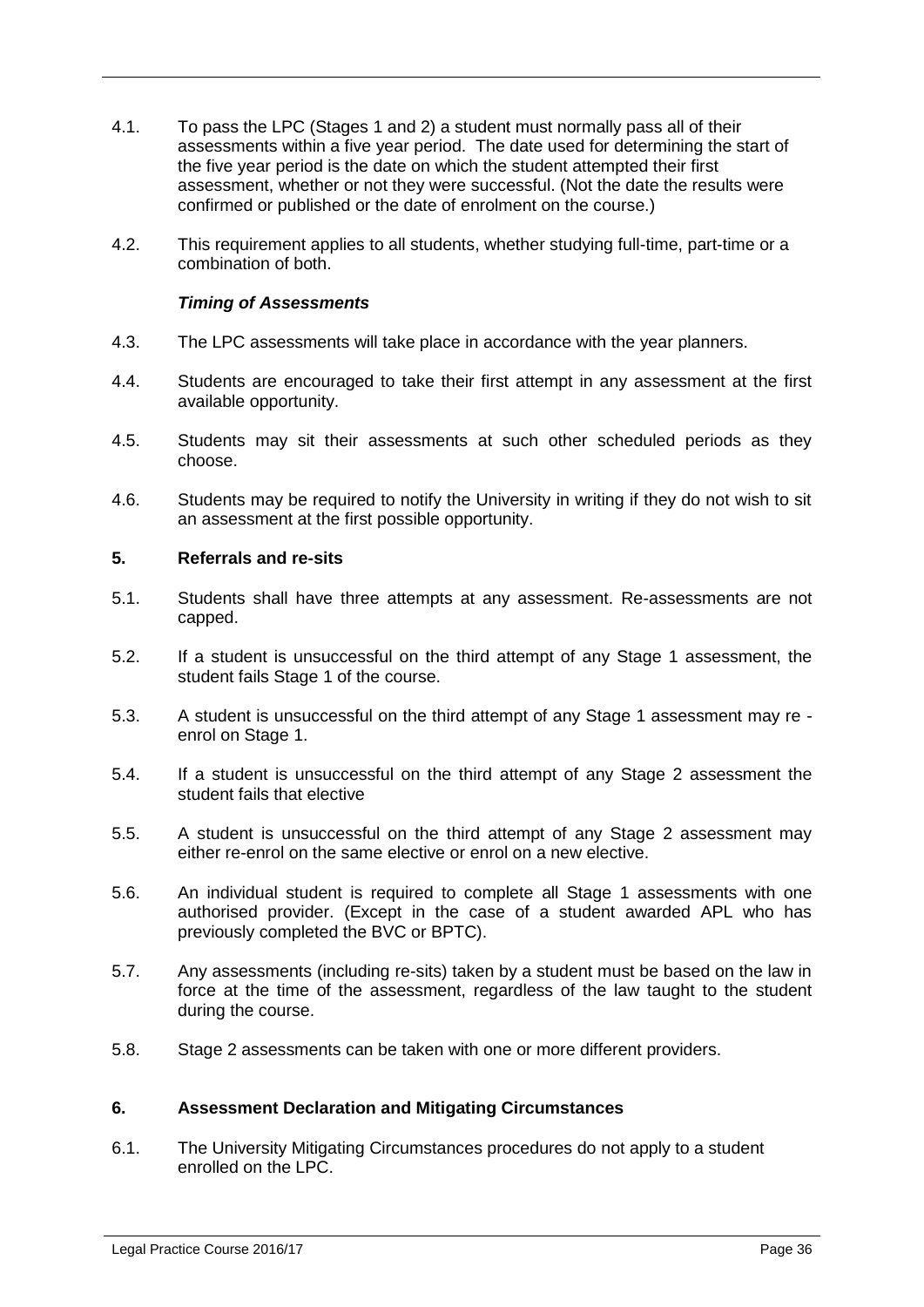4.1. To pass the LPC (Stages 1 and 2) a student must normally pass all of their assessments within a five year period. The date used for determining the start of the five year period is the date on which the student attempted their first assessment, whether or not they were successful. (Not the date the results were confirmed or published or the date of enrolment on the course.)

4.2. This requirement applies to all students, whether studying full-time, part-time or a combination of both.

***Timing of Assessments***

4.3. The LPC assessments will take place in accordance with the year planners.

4.4. Students are encouraged to take their first attempt in any assessment at the first available opportunity.

4.5. Students may sit their assessments at such other scheduled periods as they choose.

4.6. Students may be required to notify the University in writing if they do not wish to sit an assessment at the first possible opportunity.

### 5. Referrals and re-sits

5.1. Students shall have three attempts at any assessment. Re-assessments are not capped.

5.2. If a student is unsuccessful on the third attempt of any Stage 1 assessment, the student fails Stage 1 of the course.

5.3. A student is unsuccessful on the third attempt of any Stage 1 assessment may re - enrol on Stage 1.

5.4. If a student is unsuccessful on the third attempt of any Stage 2 assessment the student fails that elective

5.5. A student is unsuccessful on the third attempt of any Stage 2 assessment may either re-enrol on the same elective or enrol on a new elective.

5.6. An individual student is required to complete all Stage 1 assessments with one authorised provider. (Except in the case of a student awarded APL who has previously completed the BVC or BPTC).

5.7. Any assessments (including re-sits) taken by a student must be based on the law in force at the time of the assessment, regardless of the law taught to the student during the course.

5.8. Stage 2 assessments can be taken with one or more different providers.

### 6. Assessment Declaration and Mitigating Circumstances

6.1. The University Mitigating Circumstances procedures do not apply to a student enrolled on the LPC.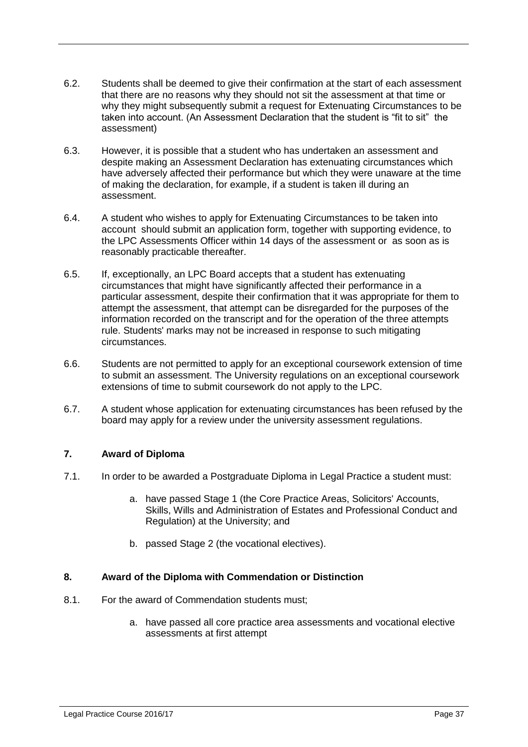6.2. Students shall be deemed to give their confirmation at the start of each assessment that there are no reasons why they should not sit the assessment at that time or why they might subsequently submit a request for Extenuating Circumstances to be taken into account. (An Assessment Declaration that the student is "fit to sit" the assessment)

6.3. However, it is possible that a student who has undertaken an assessment and despite making an Assessment Declaration has extenuating circumstances which have adversely affected their performance but which they were unaware at the time of making the declaration, for example, if a student is taken ill during an assessment.

6.4. A student who wishes to apply for Extenuating Circumstances to be taken into account should submit an application form, together with supporting evidence, to the LPC Assessments Officer within 14 days of the assessment or as soon as is reasonably practicable thereafter.

6.5. If, exceptionally, an LPC Board accepts that a student has extenuating circumstances that might have significantly affected their performance in a particular assessment, despite their confirmation that it was appropriate for them to attempt the assessment, that attempt can be disregarded for the purposes of the information recorded on the transcript and for the operation of the three attempts rule. Students' marks may not be increased in response to such mitigating circumstances.

6.6. Students are not permitted to apply for an exceptional coursework extension of time to submit an assessment. The University regulations on an exceptional coursework extensions of time to submit coursework do not apply to the LPC.

6.7. A student whose application for extenuating circumstances has been refused by the board may apply for a review under the university assessment regulations.

## 7. Award of Diploma

7.1. In order to be awarded a Postgraduate Diploma in Legal Practice a student must:

a. have passed Stage 1 (the Core Practice Areas, Solicitors' Accounts, Skills, Wills and Administration of Estates and Professional Conduct and Regulation) at the University; and

b. passed Stage 2 (the vocational electives).

## 8. Award of the Diploma with Commendation or Distinction

8.1. For the award of Commendation students must;

a. have passed all core practice area assessments and vocational elective assessments at first attempt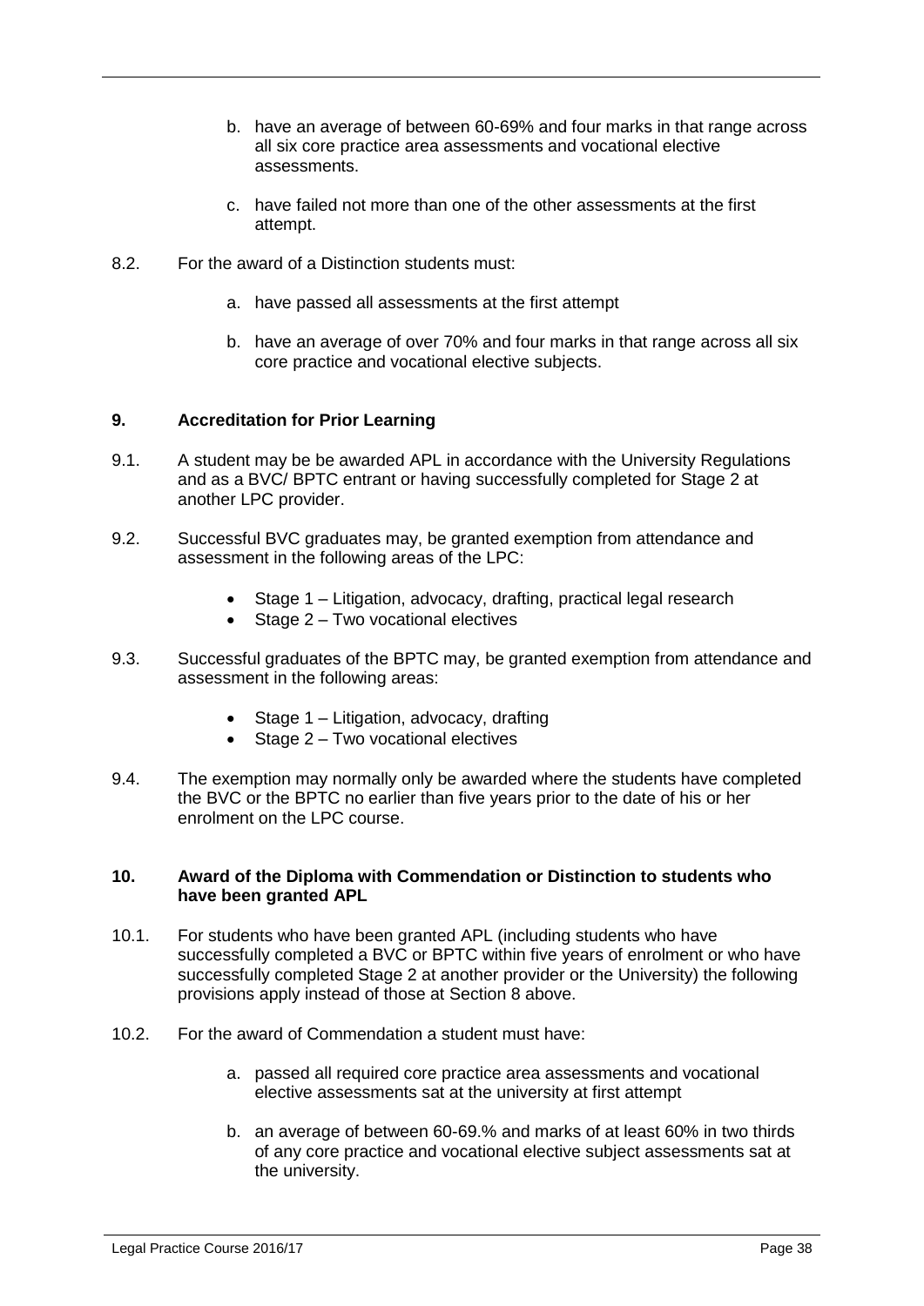b. have an average of between 60-69% and four marks in that range across all six core practice area assessments and vocational elective assessments.

c. have failed not more than one of the other assessments at the first attempt.

8.2. For the award of a Distinction students must:

a. have passed all assessments at the first attempt

b. have an average of over 70% and four marks in that range across all six core practice and vocational elective subjects.

### 9. Accreditation for Prior Learning

9.1. A student may be be awarded APL in accordance with the University Regulations and as a BVC/ BPTC entrant or having successfully completed for Stage 2 at another LPC provider.

9.2. Successful BVC graduates may, be granted exemption from attendance and assessment in the following areas of the LPC:

- Stage 1 – Litigation, advocacy, drafting, practical legal research
- Stage 2 – Two vocational electives

9.3. Successful graduates of the BPTC may, be granted exemption from attendance and assessment in the following areas:

- Stage 1 – Litigation, advocacy, drafting
- Stage 2 – Two vocational electives

9.4. The exemption may normally only be awarded where the students have completed the BVC or the BPTC no earlier than five years prior to the date of his or her enrolment on the LPC course.

### 10. Award of the Diploma with Commendation or Distinction to students who have been granted APL

10.1. For students who have been granted APL (including students who have successfully completed a BVC or BPTC within five years of enrolment or who have successfully completed Stage 2 at another provider or the University) the following provisions apply instead of those at Section 8 above.

10.2. For the award of Commendation a student must have:

a. passed all required core practice area assessments and vocational elective assessments sat at the university at first attempt

b. an average of between 60-69.% and marks of at least 60% in two thirds of any core practice and vocational elective subject assessments sat at the university.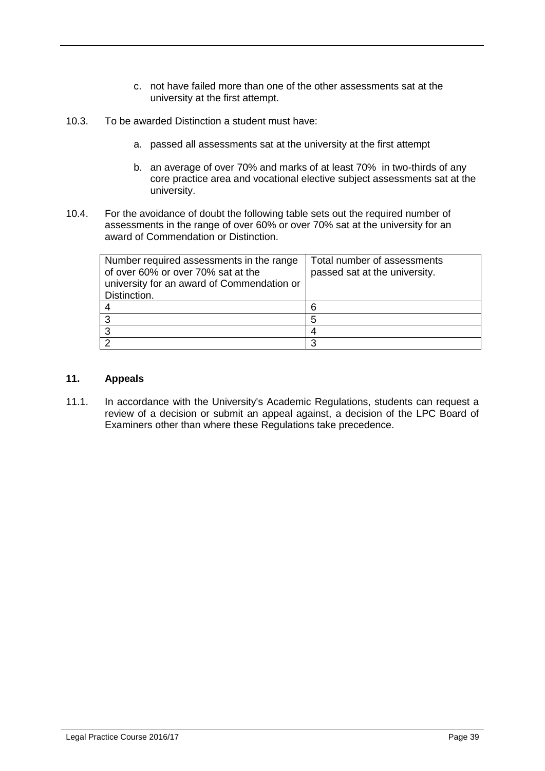c. not have failed more than one of the other assessments sat at the university at the first attempt.

10.3. To be awarded Distinction a student must have:

a. passed all assessments sat at the university at the first attempt

b. an average of over 70% and marks of at least 70% in two-thirds of any core practice area and vocational elective subject assessments sat at the university.

10.4. For the avoidance of doubt the following table sets out the required number of assessments in the range of over 60% or over 70% sat at the university for an award of Commendation or Distinction.

| Number required assessments in the range of over 60% or over 70% sat at the university for an award of Commendation or Distinction. | Total number of assessments passed sat at the university. |
|---|---|
| 4 | 6 |
| 3 | 5 |
| 3 | 4 |
| 2 | 3 |

## 11. Appeals

11.1. In accordance with the University's Academic Regulations, students can request a review of a decision or submit an appeal against, a decision of the LPC Board of Examiners other than where these Regulations take precedence.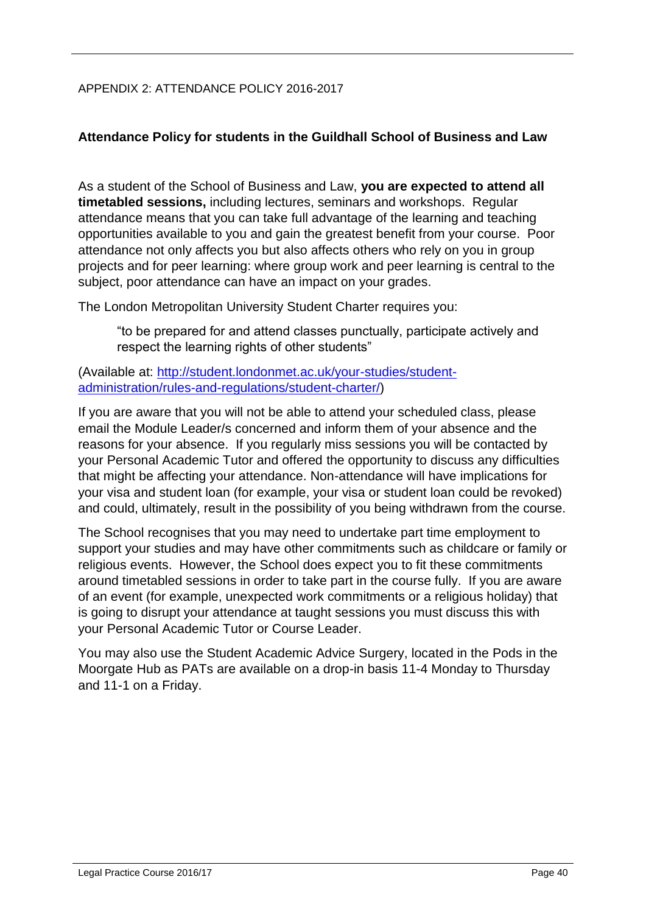APPENDIX 2: ATTENDANCE POLICY 2016-2017

## Attendance Policy for students in the Guildhall School of Business and Law

As a student of the School of Business and Law, **you are expected to attend all timetabled sessions,** including lectures, seminars and workshops. Regular attendance means that you can take full advantage of the learning and teaching opportunities available to you and gain the greatest benefit from your course. Poor attendance not only affects you but also affects others who rely on you in group projects and for peer learning: where group work and peer learning is central to the subject, poor attendance can have an impact on your grades.

The London Metropolitan University Student Charter requires you:

> "to be prepared for and attend classes punctually, participate actively and respect the learning rights of other students"

(Available at: [http://student.londonmet.ac.uk/your-studies/student-administration/rules-and-regulations/student-charter/](http://student.londonmet.ac.uk/your-studies/student-administration/rules-and-regulations/student-charter/))

If you are aware that you will not be able to attend your scheduled class, please email the Module Leader/s concerned and inform them of your absence and the reasons for your absence. If you regularly miss sessions you will be contacted by your Personal Academic Tutor and offered the opportunity to discuss any difficulties that might be affecting your attendance. Non-attendance will have implications for your visa and student loan (for example, your visa or student loan could be revoked) and could, ultimately, result in the possibility of you being withdrawn from the course.

The School recognises that you may need to undertake part time employment to support your studies and may have other commitments such as childcare or family or religious events. However, the School does expect you to fit these commitments around timetabled sessions in order to take part in the course fully. If you are aware of an event (for example, unexpected work commitments or a religious holiday) that is going to disrupt your attendance at taught sessions you must discuss this with your Personal Academic Tutor or Course Leader.

You may also use the Student Academic Advice Surgery, located in the Pods in the Moorgate Hub as PATs are available on a drop-in basis 11-4 Monday to Thursday and 11-1 on a Friday.